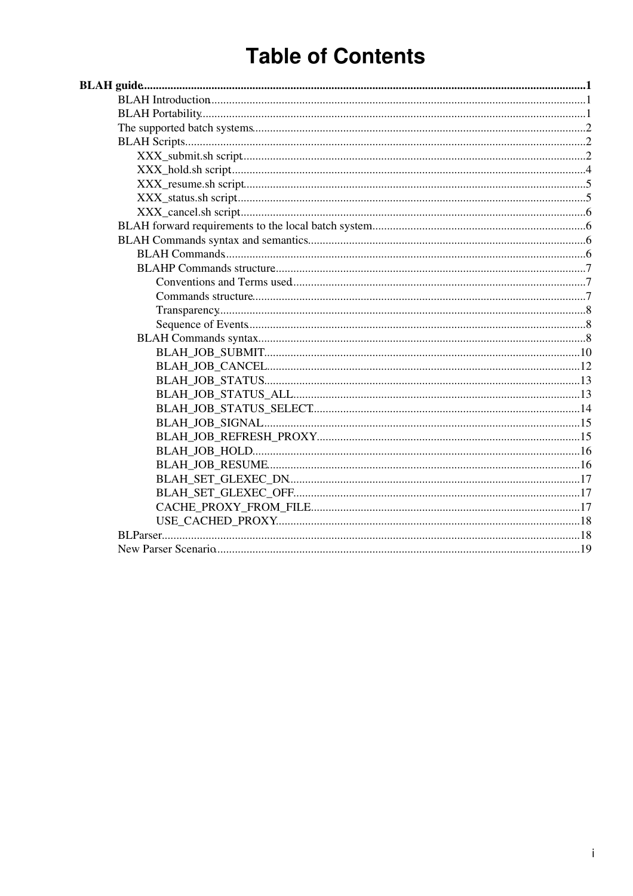# Table of Contents

- **BLAH guide** 1
  - BLAH Introduction 1
  - BLAH Portability 1
  - The supported batch systems 2
  - BLAH Scripts 2
    - XXX_submit.sh script 2
    - XXX_hold.sh script 4
    - XXX_resume.sh script 5
    - XXX_status.sh script 5
    - XXX_cancel.sh script 6
  - BLAH forward requirements to the local batch system 6
  - BLAH Commands syntax and semantics 6
    - BLAH Commands 6
    - BLAHP Commands structure 7
      - Conventions and Terms used 7
      - Commands structure 7
      - Transparency 8
      - Sequence of Events 8
    - BLAH Commands syntax 8
      - BLAH_JOB_SUBMIT 10
      - BLAH_JOB_CANCEL 12
      - BLAH_JOB_STATUS 13
      - BLAH_JOB_STATUS_ALL 13
      - BLAH_JOB_STATUS_SELECT 14
      - BLAH_JOB_SIGNAL 15
      - BLAH_JOB_REFRESH_PROXY 15
      - BLAH_JOB_HOLD 16
      - BLAH_JOB_RESUME 16
      - BLAH_SET_GLEXEC_DN 17
      - BLAH_SET_GLEXEC_OFF 17
      - CACHE_PROXY_FROM_FILE 17
      - USE_CACHED_PROXY 18
  - BLParser 18
  - New Parser Scenario 19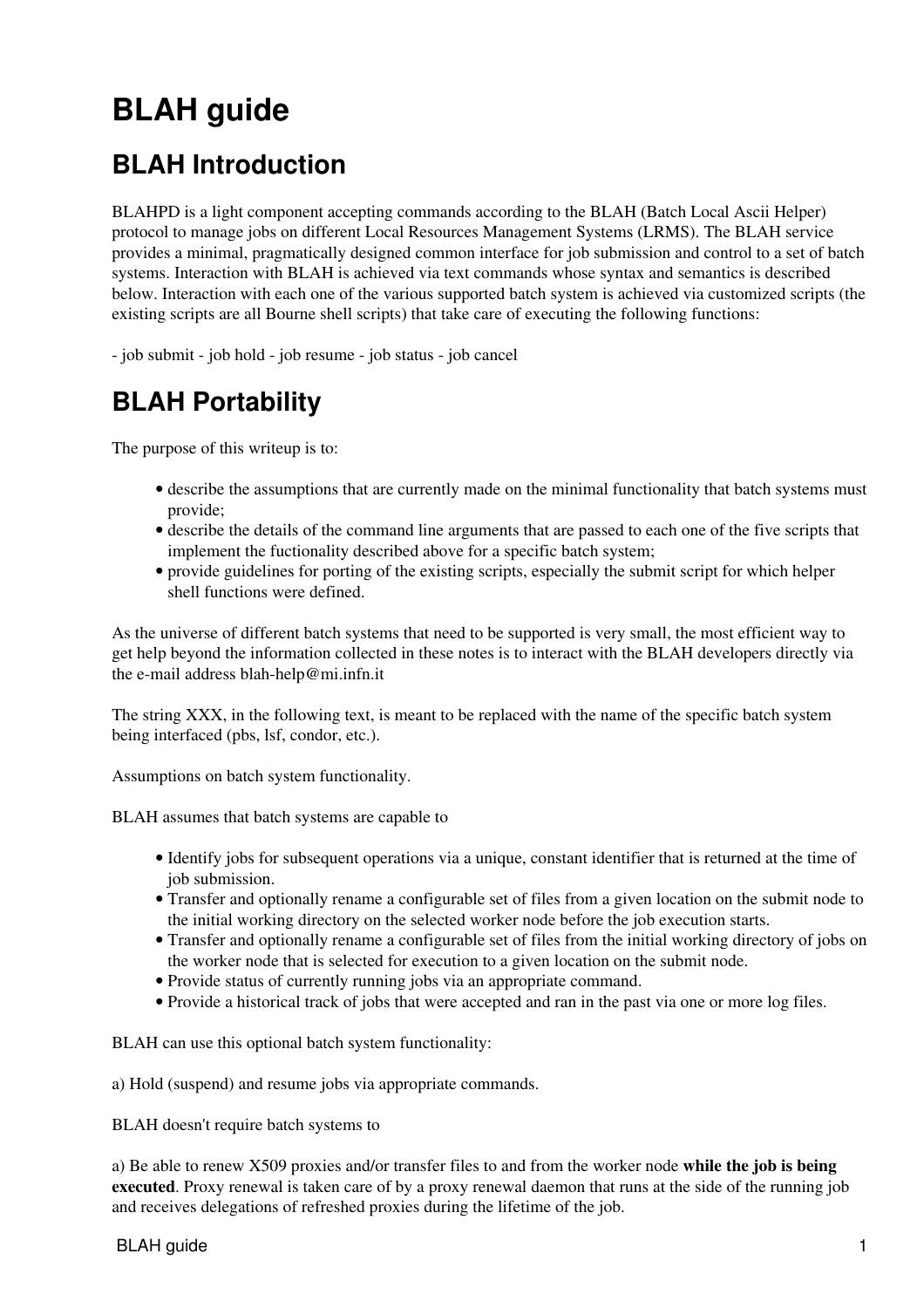# BLAH guide

## BLAH Introduction

BLAHPD is a light component accepting commands according to the BLAH (Batch Local Ascii Helper) protocol to manage jobs on different Local Resources Management Systems (LRMS). The BLAH service provides a minimal, pragmatically designed common interface for job submission and control to a set of batch systems. Interaction with BLAH is achieved via text commands whose syntax and semantics is described below. Interaction with each one of the various supported batch system is achieved via customized scripts (the existing scripts are all Bourne shell scripts) that take care of executing the following functions:

- job submit - job hold - job resume - job status - job cancel

## BLAH Portability

The purpose of this writeup is to:

- describe the assumptions that are currently made on the minimal functionality that batch systems must provide;
- describe the details of the command line arguments that are passed to each one of the five scripts that implement the fuctionality described above for a specific batch system;
- provide guidelines for porting of the existing scripts, especially the submit script for which helper shell functions were defined.

As the universe of different batch systems that need to be supported is very small, the most efficient way to get help beyond the information collected in these notes is to interact with the BLAH developers directly via the e-mail address blah-help@mi.infn.it

The string XXX, in the following text, is meant to be replaced with the name of the specific batch system being interfaced (pbs, lsf, condor, etc.).

Assumptions on batch system functionality.

BLAH assumes that batch systems are capable to

- Identify jobs for subsequent operations via a unique, constant identifier that is returned at the time of job submission.
- Transfer and optionally rename a configurable set of files from a given location on the submit node to the initial working directory on the selected worker node before the job execution starts.
- Transfer and optionally rename a configurable set of files from the initial working directory of jobs on the worker node that is selected for execution to a given location on the submit node.
- Provide status of currently running jobs via an appropriate command.
- Provide a historical track of jobs that were accepted and ran in the past via one or more log files.

BLAH can use this optional batch system functionality:

a) Hold (suspend) and resume jobs via appropriate commands.

BLAH doesn't require batch systems to

a) Be able to renew X509 proxies and/or transfer files to and from the worker node **while the job is being executed**. Proxy renewal is taken care of by a proxy renewal daemon that runs at the side of the running job and receives delegations of refreshed proxies during the lifetime of the job.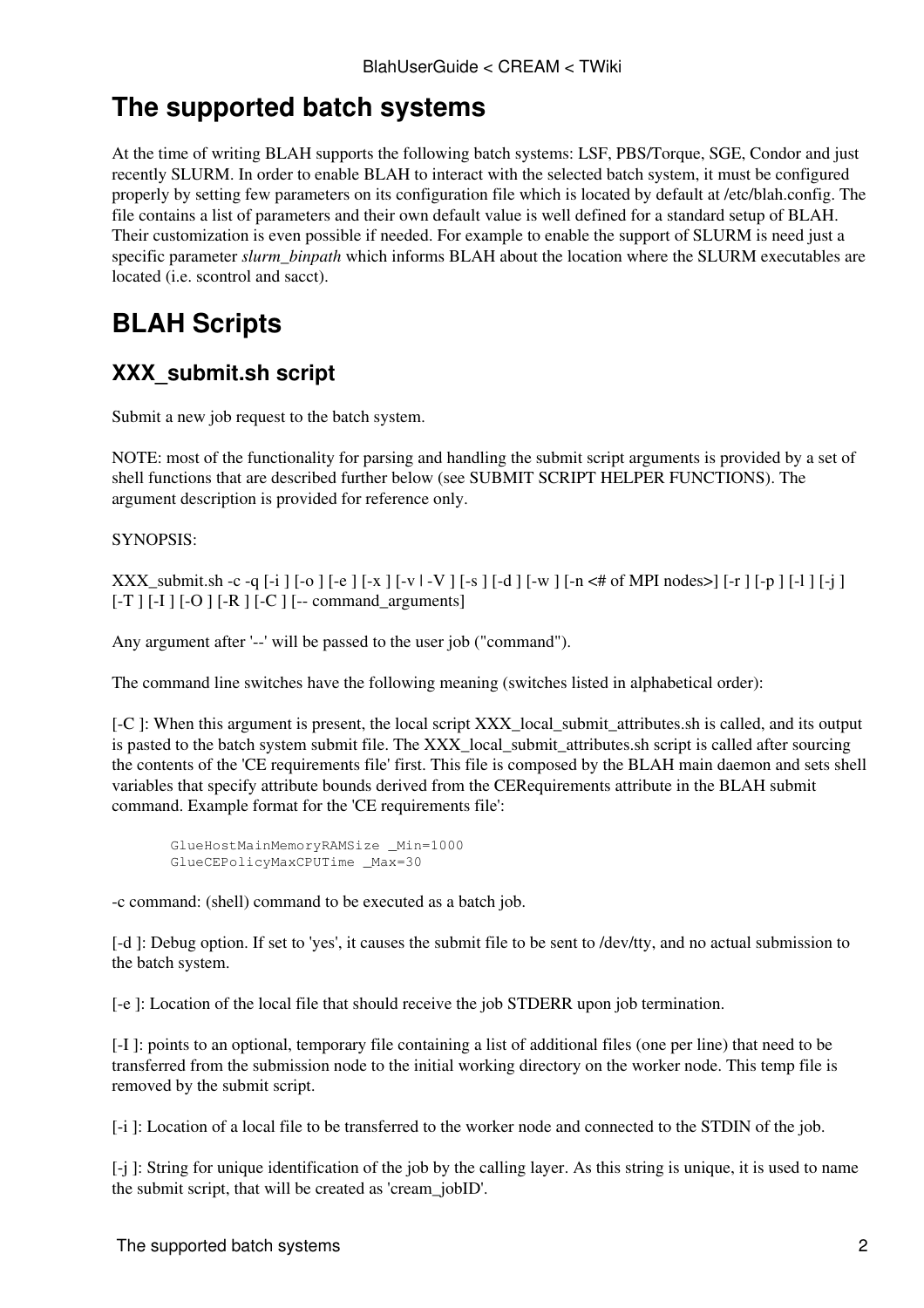# The supported batch systems

At the time of writing BLAH supports the following batch systems: LSF, PBS/Torque, SGE, Condor and just recently SLURM. In order to enable BLAH to interact with the selected batch system, it must be configured properly by setting few parameters on its configuration file which is located by default at /etc/blah.config. The file contains a list of parameters and their own default value is well defined for a standard setup of BLAH. Their customization is even possible if needed. For example to enable the support of SLURM is need just a specific parameter *slurm_binpath* which informs BLAH about the location where the SLURM executables are located (i.e. scontrol and sacct).

# BLAH Scripts

## XXX_submit.sh script

Submit a new job request to the batch system.

NOTE: most of the functionality for parsing and handling the submit script arguments is provided by a set of shell functions that are described further below (see SUBMIT SCRIPT HELPER FUNCTIONS). The argument description is provided for reference only.

SYNOPSIS:

XXX_submit.sh -c -q [-i ] [-o ] [-e ] [-x ] [-v | -V ] [-s ] [-d ] [-w ] [-n <# of MPI nodes>] [-r ] [-p ] [-l ] [-j ] [-T ] [-I ] [-O ] [-R ] [-C ] [-- command_arguments]

Any argument after '--' will be passed to the user job ("command").

The command line switches have the following meaning (switches listed in alphabetical order):

[-C ]: When this argument is present, the local script XXX_local_submit_attributes.sh is called, and its output is pasted to the batch system submit file. The XXX_local_submit_attributes.sh script is called after sourcing the contents of the 'CE requirements file' first. This file is composed by the BLAH main daemon and sets shell variables that specify attribute bounds derived from the CERequirements attribute in the BLAH submit command. Example format for the 'CE requirements file':

```
GlueHostMainMemoryRAMSize _Min=1000
GlueCEPolicyMaxCPUTime _Max=30
```

-c command: (shell) command to be executed as a batch job.

[-d ]: Debug option. If set to 'yes', it causes the submit file to be sent to /dev/tty, and no actual submission to the batch system.

[-e ]: Location of the local file that should receive the job STDERR upon job termination.

[-I ]: points to an optional, temporary file containing a list of additional files (one per line) that need to be transferred from the submission node to the initial working directory on the worker node. This temp file is removed by the submit script.

[-i ]: Location of a local file to be transferred to the worker node and connected to the STDIN of the job.

[-j ]: String for unique identification of the job by the calling layer. As this string is unique, it is used to name the submit script, that will be created as 'cream_jobID'.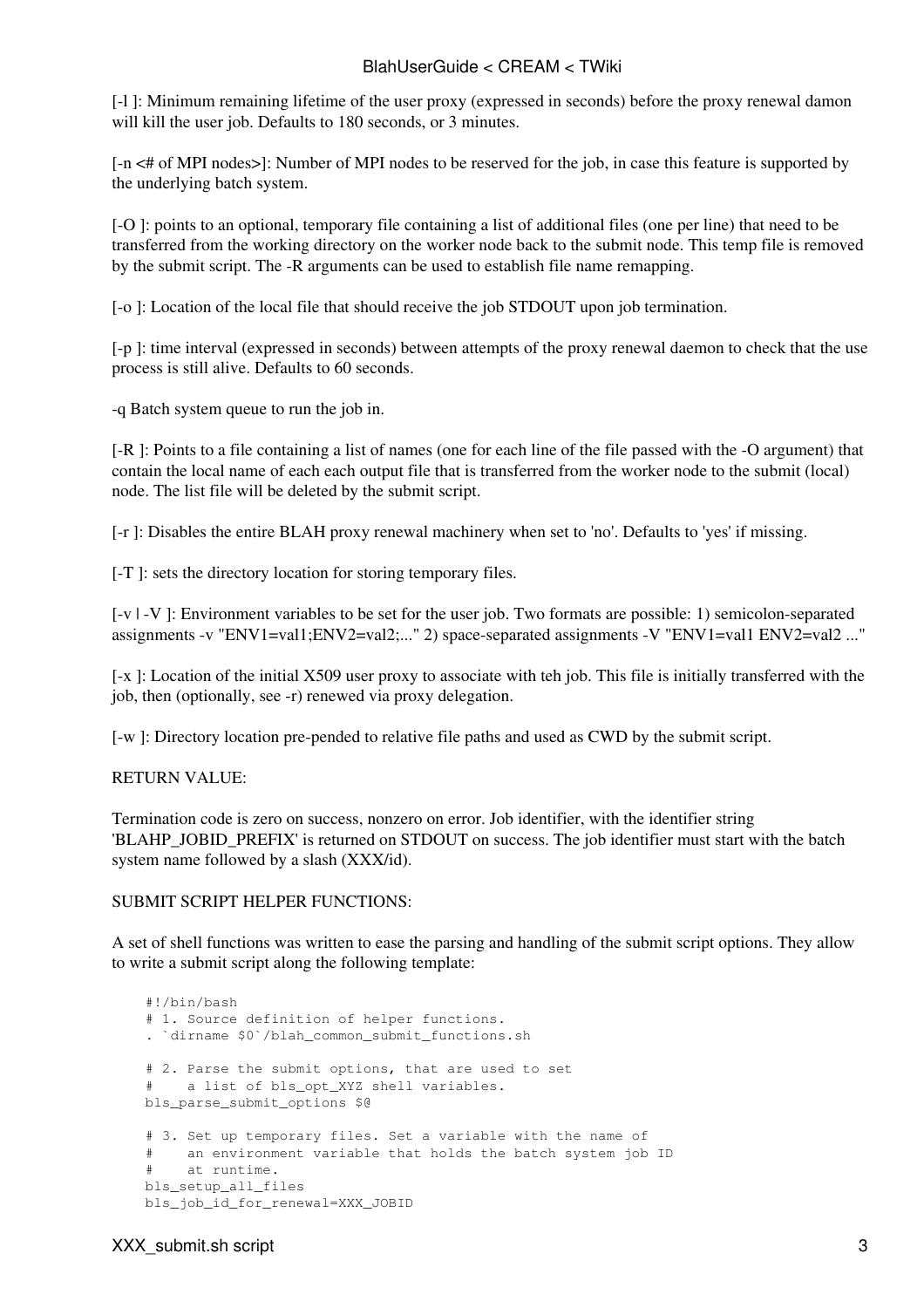[-l ]: Minimum remaining lifetime of the user proxy (expressed in seconds) before the proxy renewal damon will kill the user job. Defaults to 180 seconds, or 3 minutes.

[-n <# of MPI nodes>]: Number of MPI nodes to be reserved for the job, in case this feature is supported by the underlying batch system.

[-O ]: points to an optional, temporary file containing a list of additional files (one per line) that need to be transferred from the working directory on the worker node back to the submit node. This temp file is removed by the submit script. The -R arguments can be used to establish file name remapping.

[-o ]: Location of the local file that should receive the job STDOUT upon job termination.

[-p ]: time interval (expressed in seconds) between attempts of the proxy renewal daemon to check that the use process is still alive. Defaults to 60 seconds.

-q Batch system queue to run the job in.

[-R ]: Points to a file containing a list of names (one for each line of the file passed with the -O argument) that contain the local name of each each output file that is transferred from the worker node to the submit (local) node. The list file will be deleted by the submit script.

[-r ]: Disables the entire BLAH proxy renewal machinery when set to 'no'. Defaults to 'yes' if missing.

[-T ]: sets the directory location for storing temporary files.

[-v | -V ]: Environment variables to be set for the user job. Two formats are possible: 1) semicolon-separated assignments -v "ENV1=val1;ENV2=val2;..." 2) space-separated assignments -V "ENV1=val1 ENV2=val2 ..."

[-x ]: Location of the initial X509 user proxy to associate with teh job. This file is initially transferred with the job, then (optionally, see -r) renewed via proxy delegation.

[-w ]: Directory location pre-pended to relative file paths and used as CWD by the submit script.

RETURN VALUE:

Termination code is zero on success, nonzero on error. Job identifier, with the identifier string 'BLAHP_JOBID_PREFIX' is returned on STDOUT on success. The job identifier must start with the batch system name followed by a slash (XXX/id).

SUBMIT SCRIPT HELPER FUNCTIONS:

A set of shell functions was written to ease the parsing and handling of the submit script options. They allow to write a submit script along the following template:

```
#!/bin/bash
# 1. Source definition of helper functions.
. `dirname $0`/blah_common_submit_functions.sh

# 2. Parse the submit options, that are used to set
#    a list of bls_opt_XYZ shell variables.
bls_parse_submit_options $@

# 3. Set up temporary files. Set a variable with the name of
#    an environment variable that holds the batch system job ID
#    at runtime.
bls_setup_all_files
bls_job_id_for_renewal=XXX_JOBID
```

XXX_submit.sh script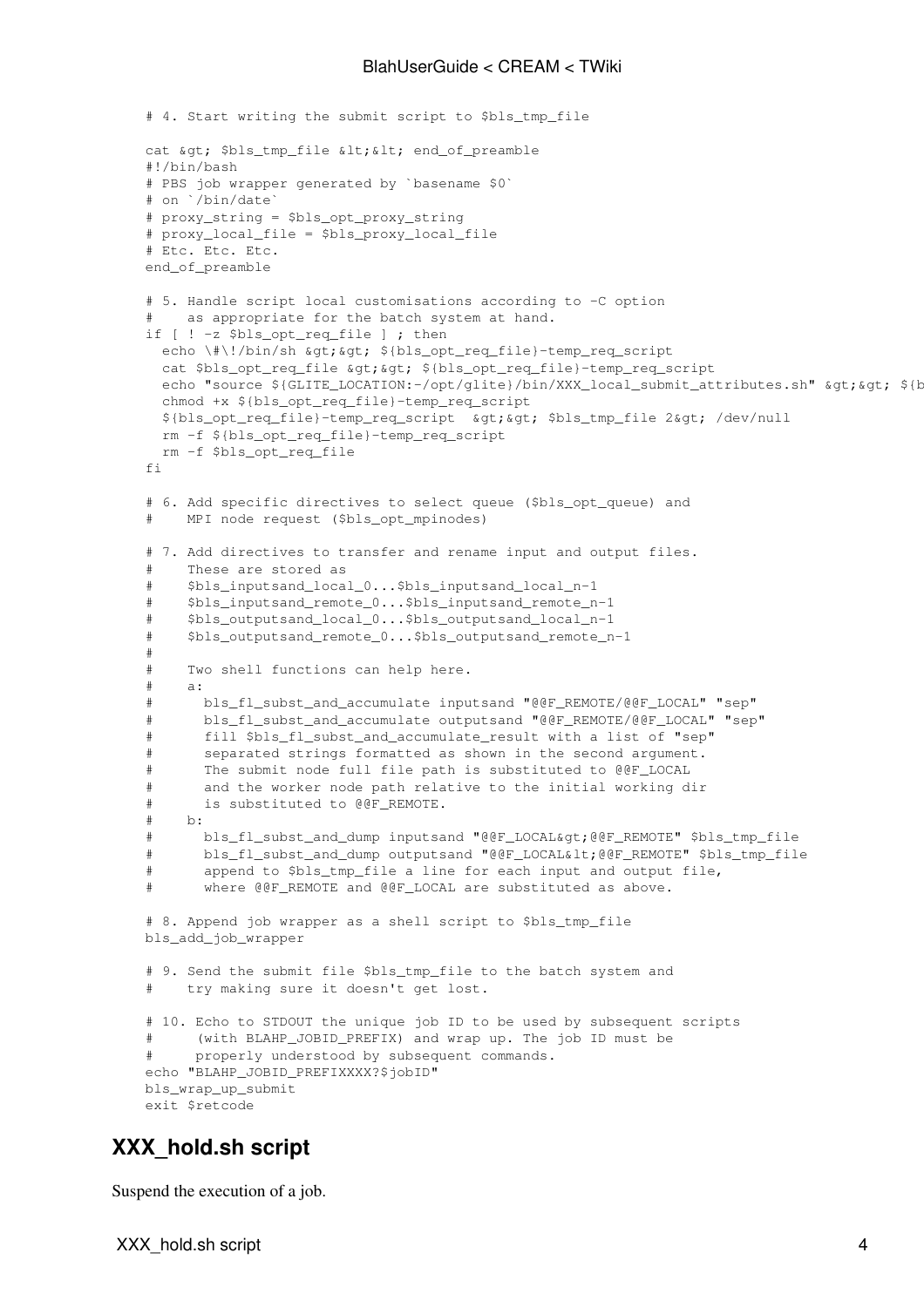```
# 4. Start writing the submit script to $bls_tmp_file

cat &gt; $bls_tmp_file &lt;&lt; end_of_preamble
#!/bin/bash
# PBS job wrapper generated by `basename $0`
# on `/bin/date`
# proxy_string = $bls_opt_proxy_string
# proxy_local_file = $bls_proxy_local_file
# Etc. Etc. Etc.
end_of_preamble

# 5. Handle script local customisations according to -C option
#    as appropriate for the batch system at hand.
if [ ! -z $bls_opt_req_file ] ; then
  echo \#\!/bin/sh &gt;&gt; ${bls_opt_req_file}-temp_req_script
  cat $bls_opt_req_file &gt;&gt; ${bls_opt_req_file}-temp_req_script
  echo "source ${GLITE_LOCATION:-/opt/glite}/bin/XXX_local_submit_attributes.sh" &gt;&gt; ${b
  chmod +x ${bls_opt_req_file}-temp_req_script
  ${bls_opt_req_file}-temp_req_script  &gt;&gt; $bls_tmp_file 2&gt; /dev/null
  rm -f ${bls_opt_req_file}-temp_req_script
  rm -f $bls_opt_req_file
fi

# 6. Add specific directives to select queue ($bls_opt_queue) and
#    MPI node request ($bls_opt_mpinodes)

# 7. Add directives to transfer and rename input and output files.
#    These are stored as
#    $bls_inputsand_local_0...$bls_inputsand_local_n-1
#    $bls_inputsand_remote_0...$bls_inputsand_remote_n-1
#    $bls_outputsand_local_0...$bls_outputsand_local_n-1
#    $bls_outputsand_remote_0...$bls_outputsand_remote_n-1
#
#    Two shell functions can help here.
#    a:
#      bls_fl_subst_and_accumulate inputsand "@@F_REMOTE/@@F_LOCAL" "sep"
#      bls_fl_subst_and_accumulate outputsand "@@F_REMOTE/@@F_LOCAL" "sep"
#      fill $bls_fl_subst_and_accumulate_result with a list of "sep"
#      separated strings formatted as shown in the second argument.
#      The submit node full file path is substituted to @@F_LOCAL
#      and the worker node path relative to the initial working dir
#      is substituted to @@F_REMOTE.
#    b:
#      bls_fl_subst_and_dump inputsand "@@F_LOCAL&gt;@@F_REMOTE" $bls_tmp_file
#      bls_fl_subst_and_dump outputsand "@@F_LOCAL&lt;@@F_REMOTE" $bls_tmp_file
#      append to $bls_tmp_file a line for each input and output file,
#      where @@F_REMOTE and @@F_LOCAL are substituted as above.

# 8. Append job wrapper as a shell script to $bls_tmp_file
bls_add_job_wrapper

# 9. Send the submit file $bls_tmp_file to the batch system and
#    try making sure it doesn't get lost.

# 10. Echo to STDOUT the unique job ID to be used by subsequent scripts
#     (with BLAHP_JOBID_PREFIX) and wrap up. The job ID must be
#     properly understood by subsequent commands.
echo "BLAHP_JOBID_PREFIXXXX?$jobID"
bls_wrap_up_submit
exit $retcode
```

## XXX_hold.sh script

Suspend the execution of a job.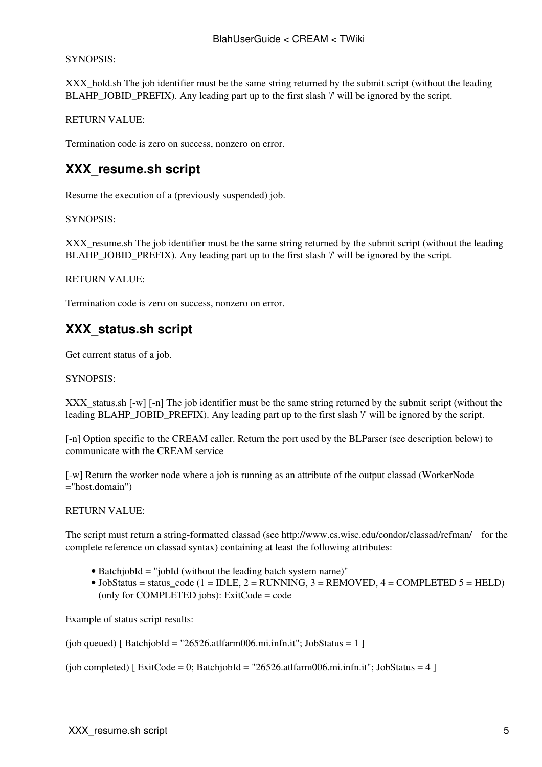SYNOPSIS:

XXX_hold.sh The job identifier must be the same string returned by the submit script (without the leading BLAHP_JOBID_PREFIX). Any leading part up to the first slash '/' will be ignored by the script.

RETURN VALUE:

Termination code is zero on success, nonzero on error.

## XXX_resume.sh script

Resume the execution of a (previously suspended) job.

SYNOPSIS:

XXX_resume.sh The job identifier must be the same string returned by the submit script (without the leading BLAHP_JOBID_PREFIX). Any leading part up to the first slash '/' will be ignored by the script.

RETURN VALUE:

Termination code is zero on success, nonzero on error.

## XXX_status.sh script

Get current status of a job.

SYNOPSIS:

XXX_status.sh [-w] [-n] The job identifier must be the same string returned by the submit script (without the leading BLAHP_JOBID_PREFIX). Any leading part up to the first slash '/' will be ignored by the script.

[-n] Option specific to the CREAM caller. Return the port used by the BLParser (see description below) to communicate with the CREAM service

[-w] Return the worker node where a job is running as an attribute of the output classad (WorkerNode ="host.domain")

RETURN VALUE:

The script must return a string-formatted classad (see http://www.cs.wisc.edu/condor/classad/refman/ for the complete reference on classad syntax) containing at least the following attributes:

- BatchjobId = "jobId (without the leading batch system name)"
- JobStatus = status_code (1 = IDLE, 2 = RUNNING, 3 = REMOVED, 4 = COMPLETED 5 = HELD) (only for COMPLETED jobs): ExitCode = code

Example of status script results:

(job queued) [ BatchjobId = "26526.atlfarm006.mi.infn.it"; JobStatus = 1 ]

(job completed) [ ExitCode = 0; BatchjobId = "26526.atlfarm006.mi.infn.it"; JobStatus = 4 ]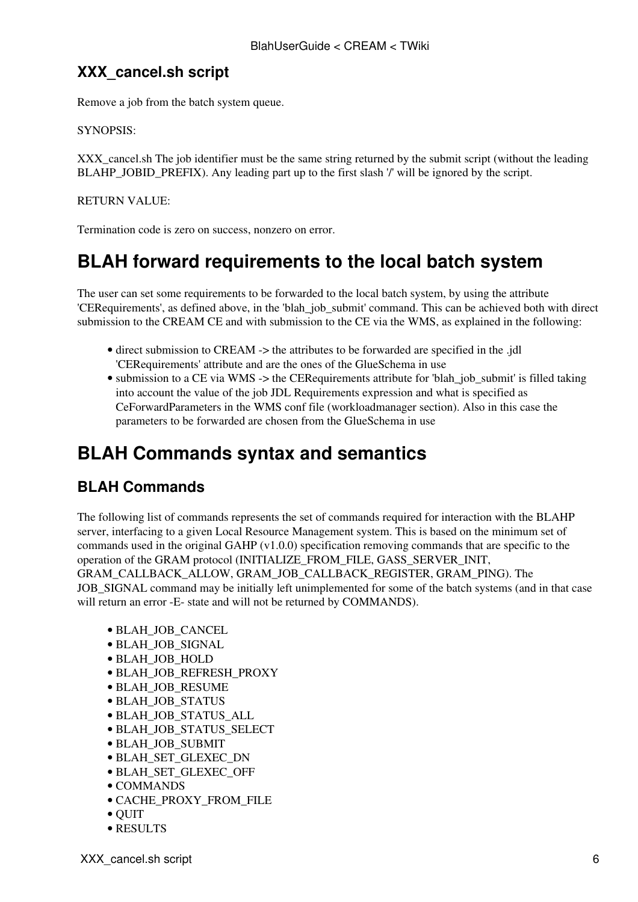### XXX_cancel.sh script

Remove a job from the batch system queue.

SYNOPSIS:

XXX_cancel.sh The job identifier must be the same string returned by the submit script (without the leading BLAHP_JOBID_PREFIX). Any leading part up to the first slash '/' will be ignored by the script.

RETURN VALUE:

Termination code is zero on success, nonzero on error.

## BLAH forward requirements to the local batch system

The user can set some requirements to be forwarded to the local batch system, by using the attribute 'CERequirements', as defined above, in the 'blah_job_submit' command. This can be achieved both with direct submission to the CREAM CE and with submission to the CE via the WMS, as explained in the following:

- direct submission to CREAM -> the attributes to be forwarded are specified in the .jdl 'CERequirements' attribute and are the ones of the GlueSchema in use
- submission to a CE via WMS -> the CERequirements attribute for 'blah_job_submit' is filled taking into account the value of the job JDL Requirements expression and what is specified as CeForwardParameters in the WMS conf file (workloadmanager section). Also in this case the parameters to be forwarded are chosen from the GlueSchema in use

## BLAH Commands syntax and semantics

### BLAH Commands

The following list of commands represents the set of commands required for interaction with the BLAHP server, interfacing to a given Local Resource Management system. This is based on the minimum set of commands used in the original GAHP (v1.0.0) specification removing commands that are specific to the operation of the GRAM protocol (INITIALIZE_FROM_FILE, GASS_SERVER_INIT, GRAM_CALLBACK_ALLOW, GRAM_JOB_CALLBACK_REGISTER, GRAM_PING). The JOB_SIGNAL command may be initially left unimplemented for some of the batch systems (and in that case will return an error -E- state and will not be returned by COMMANDS).

- BLAH_JOB_CANCEL
- BLAH_JOB_SIGNAL
- BLAH_JOB_HOLD
- BLAH_JOB_REFRESH_PROXY
- BLAH_JOB_RESUME
- BLAH_JOB_STATUS
- BLAH_JOB_STATUS_ALL
- BLAH_JOB_STATUS_SELECT
- BLAH_JOB_SUBMIT
- BLAH_SET_GLEXEC_DN
- BLAH_SET_GLEXEC_OFF
- COMMANDS
- CACHE_PROXY_FROM_FILE
- QUIT
- RESULTS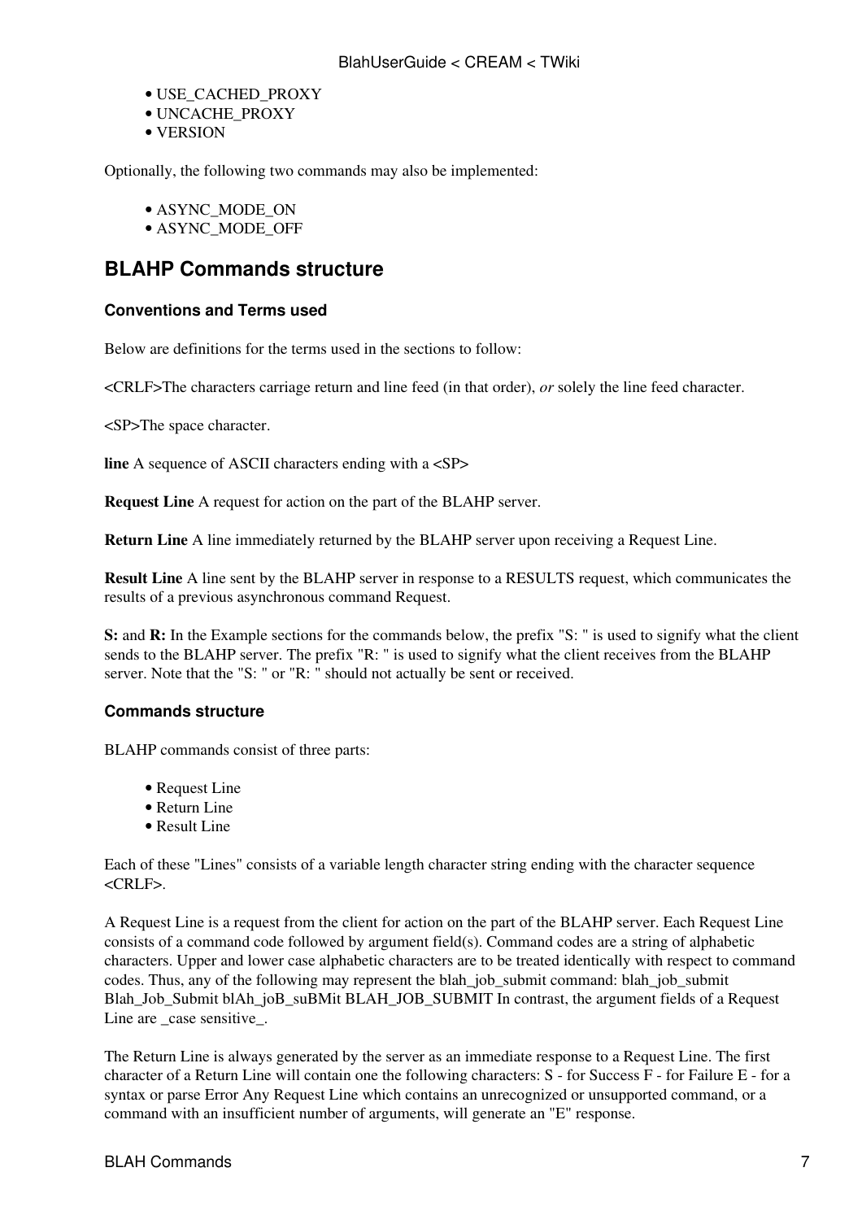- USE_CACHED_PROXY
- UNCACHE_PROXY
- VERSION

Optionally, the following two commands may also be implemented:

- ASYNC_MODE_ON
- ASYNC_MODE_OFF

## BLAHP Commands structure

### Conventions and Terms used

Below are definitions for the terms used in the sections to follow:

<CRLF>The characters carriage return and line feed (in that order), *or* solely the line feed character.

<SP>The space character.

**line** A sequence of ASCII characters ending with a <SP>

**Request Line** A request for action on the part of the BLAHP server.

**Return Line** A line immediately returned by the BLAHP server upon receiving a Request Line.

**Result Line** A line sent by the BLAHP server in response to a RESULTS request, which communicates the results of a previous asynchronous command Request.

**S:** and **R:** In the Example sections for the commands below, the prefix "S: " is used to signify what the client sends to the BLAHP server. The prefix "R: " is used to signify what the client receives from the BLAHP server. Note that the "S: " or "R: " should not actually be sent or received.

### Commands structure

BLAHP commands consist of three parts:

- Request Line
- Return Line
- Result Line

Each of these "Lines" consists of a variable length character string ending with the character sequence <CRLF>.

A Request Line is a request from the client for action on the part of the BLAHP server. Each Request Line consists of a command code followed by argument field(s). Command codes are a string of alphabetic characters. Upper and lower case alphabetic characters are to be treated identically with respect to command codes. Thus, any of the following may represent the blah_job_submit command: blah_job_submit Blah_Job_Submit blAh_joB_suBMit BLAH_JOB_SUBMIT In contrast, the argument fields of a Request Line are _case sensitive_.

The Return Line is always generated by the server as an immediate response to a Request Line. The first character of a Return Line will contain one the following characters: S - for Success F - for Failure E - for a syntax or parse Error Any Request Line which contains an unrecognized or unsupported command, or a command with an insufficient number of arguments, will generate an "E" response.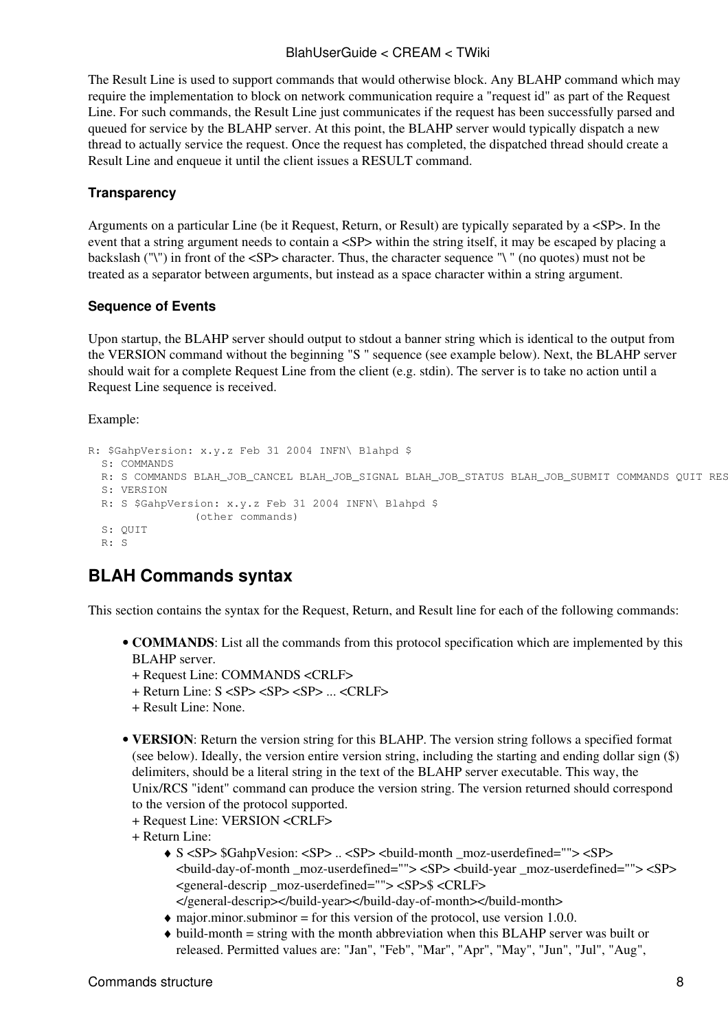The Result Line is used to support commands that would otherwise block. Any BLAHP command which may require the implementation to block on network communication require a "request id" as part of the Request Line. For such commands, the Result Line just communicates if the request has been successfully parsed and queued for service by the BLAHP server. At this point, the BLAHP server would typically dispatch a new thread to actually service the request. Once the request has completed, the dispatched thread should create a Result Line and enqueue it until the client issues a RESULT command.

#### Transparency

Arguments on a particular Line (be it Request, Return, or Result) are typically separated by a <SP>. In the event that a string argument needs to contain a <SP> within the string itself, it may be escaped by placing a backslash ("\") in front of the <SP> character. Thus, the character sequence "\ " (no quotes) must not be treated as a separator between arguments, but instead as a space character within a string argument.

#### Sequence of Events

Upon startup, the BLAHP server should output to stdout a banner string which is identical to the output from the VERSION command without the beginning "S " sequence (see example below). Next, the BLAHP server should wait for a complete Request Line from the client (e.g. stdin). The server is to take no action until a Request Line sequence is received.

Example:

```
R: $GahpVersion: x.y.z Feb 31 2004 INFN\ Blahpd $
  S: COMMANDS
  R: S COMMANDS BLAH_JOB_CANCEL BLAH_JOB_SIGNAL BLAH_JOB_STATUS BLAH_JOB_SUBMIT COMMANDS QUIT RES
  S: VERSION
  R: S $GahpVersion: x.y.z Feb 31 2004 INFN\ Blahpd $
                (other commands)
  S: QUIT
  R: S
```

## BLAH Commands syntax

This section contains the syntax for the Request, Return, and Result line for each of the following commands:

- **COMMANDS**: List all the commands from this protocol specification which are implemented by this BLAHP server.
  + Request Line: COMMANDS <CRLF>
  + Return Line: S <SP> <SP> <SP> ... <CRLF>
  + Result Line: None.

- **VERSION**: Return the version string for this BLAHP. The version string follows a specified format (see below). Ideally, the version entire version string, including the starting and ending dollar sign ($) delimiters, should be a literal string in the text of the BLAHP server executable. This way, the Unix/RCS "ident" command can produce the version string. The version returned should correspond to the version of the protocol supported.
  + Request Line: VERSION <CRLF>
  + Return Line:
    - S <SP> $GahpVesion: <SP> .. <SP> <build-month _moz-userdefined=""> <SP> <build-day-of-month _moz-userdefined=""> <SP> <build-year _moz-userdefined=""> <SP> <general-descrip _moz-userdefined=""> <SP>$ <CRLF> </general-descrip></build-year></build-day-of-month></build-month>
    - major.minor.subminor = for this version of the protocol, use version 1.0.0.
    - build-month = string with the month abbreviation when this BLAHP server was built or released. Permitted values are: "Jan", "Feb", "Mar", "Apr", "May", "Jun", "Jul", "Aug",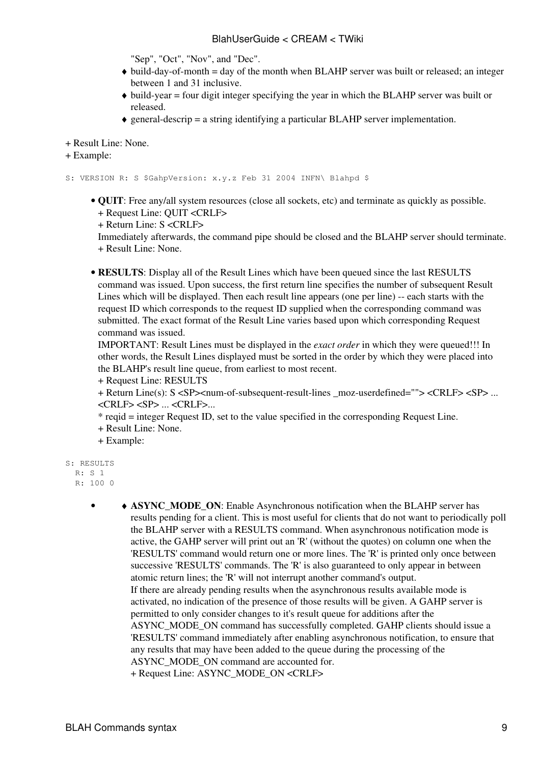"Sep", "Oct", "Nov", and "Dec".
    - build-day-of-month = day of the month when BLAHP server was built or released; an integer between 1 and 31 inclusive.
    - build-year = four digit integer specifying the year in which the BLAHP server was built or released.
    - general-descrip = a string identifying a particular BLAHP server implementation.

+ Result Line: None.
+ Example:

```
S: VERSION R: S $GahpVersion: x.y.z Feb 31 2004 INFN\ Blahpd $
```

- **QUIT**: Free any/all system resources (close all sockets, etc) and terminate as quickly as possible.
  + Request Line: QUIT <CRLF>
  + Return Line: S <CRLF>
  Immediately afterwards, the command pipe should be closed and the BLAHP server should terminate.
  + Result Line: None.

- **RESULTS**: Display all of the Result Lines which have been queued since the last RESULTS command was issued. Upon success, the first return line specifies the number of subsequent Result Lines which will be displayed. Then each result line appears (one per line) -- each starts with the request ID which corresponds to the request ID supplied when the corresponding command was submitted. The exact format of the Result Line varies based upon which corresponding Request command was issued.
  IMPORTANT: Result Lines must be displayed in the *exact order* in which they were queued!!! In other words, the Result Lines displayed must be sorted in the order by which they were placed into the BLAHP's result line queue, from earliest to most recent.
  + Request Line: RESULTS
  + Return Line(s): S <SP><num-of-subsequent-result-lines _moz-userdefined=""> <CRLF> <SP> ... <CRLF> <SP> ... <CRLF>...
  * reqid = integer Request ID, set to the value specified in the corresponding Request Line.
  + Result Line: None.
  + Example:

```
S: RESULTS
  R: S 1
  R: 100 0
```

- - **ASYNC_MODE_ON**: Enable Asynchronous notification when the BLAHP server has results pending for a client. This is most useful for clients that do not want to periodically poll the BLAHP server with a RESULTS command. When asynchronous notification mode is active, the GAHP server will print out an 'R' (without the quotes) on column one when the 'RESULTS' command would return one or more lines. The 'R' is printed only once between successive 'RESULTS' commands. The 'R' is also guaranteed to only appear in between atomic return lines; the 'R' will not interrupt another command's output.
    If there are already pending results when the asynchronous results available mode is activated, no indication of the presence of those results will be given. A GAHP server is permitted to only consider changes to it's result queue for additions after the ASYNC_MODE_ON command has successfully completed. GAHP clients should issue a 'RESULTS' command immediately after enabling asynchronous notification, to ensure that any results that may have been added to the queue during the processing of the ASYNC_MODE_ON command are accounted for.
    + Request Line: ASYNC_MODE_ON <CRLF>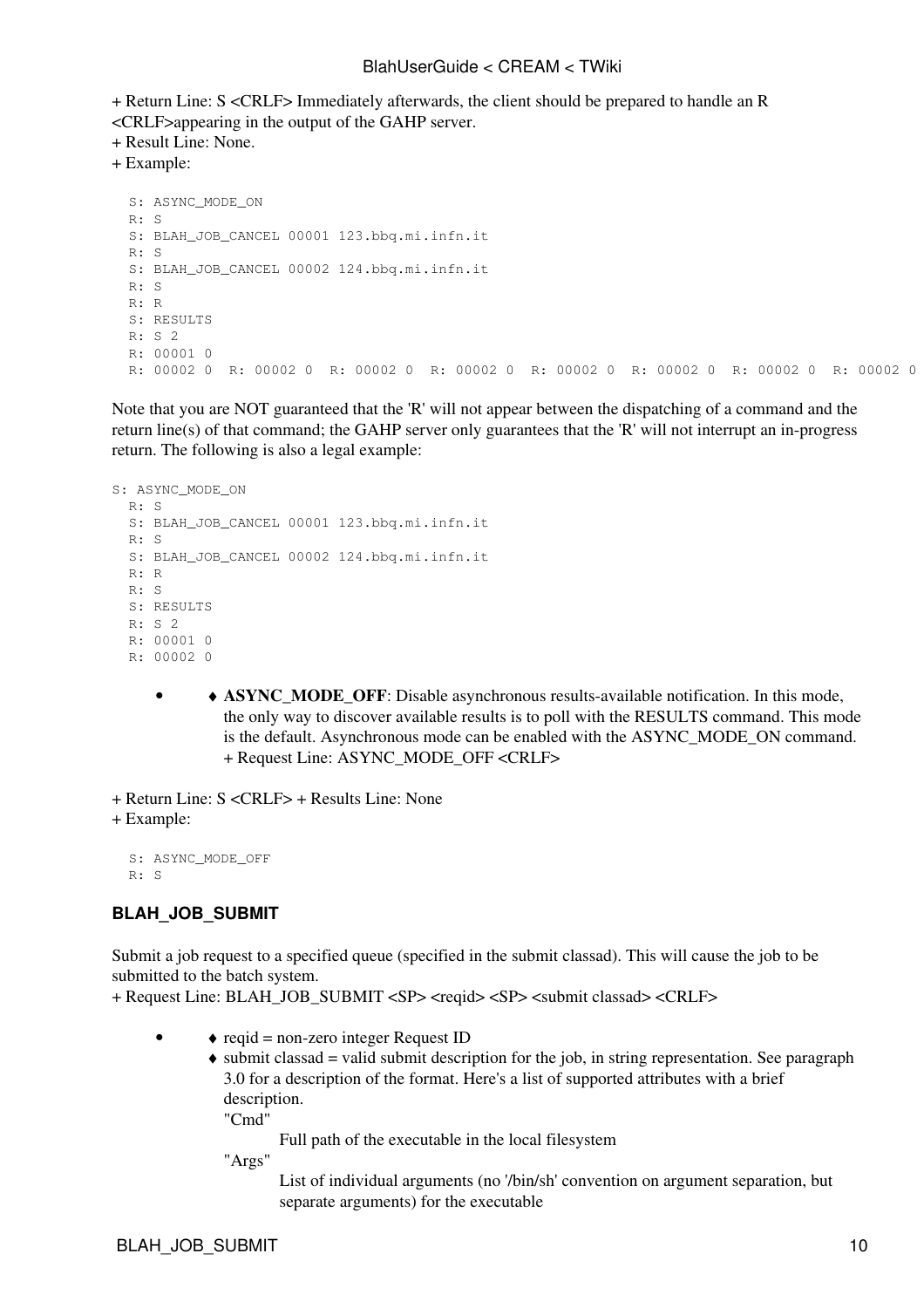+ Return Line: S <CRLF> Immediately afterwards, the client should be prepared to handle an R <CRLF>appearing in the output of the GAHP server.
+ Result Line: None.
+ Example:

```
S: ASYNC_MODE_ON
R: S
S: BLAH_JOB_CANCEL 00001 123.bbq.mi.infn.it
R: S
S: BLAH_JOB_CANCEL 00002 124.bbq.mi.infn.it
R: S
R: R
S: RESULTS
R: S 2
R: 00001 0
R: 00002 0  R: 00002 0  R: 00002 0  R: 00002 0  R: 00002 0  R: 00002 0  R: 00002 0  R: 00002 0
```

Note that you are NOT guaranteed that the 'R' will not appear between the dispatching of a command and the return line(s) of that command; the GAHP server only guarantees that the 'R' will not interrupt an in-progress return. The following is also a legal example:

```
S: ASYNC_MODE_ON
  R: S
  S: BLAH_JOB_CANCEL 00001 123.bbq.mi.infn.it
  R: S
  S: BLAH_JOB_CANCEL 00002 124.bbq.mi.infn.it
  R: R
  R: S
  S: RESULTS
  R: S 2
  R: 00001 0
  R: 00002 0
```

- ♦ **ASYNC_MODE_OFF**: Disable asynchronous results-available notification. In this mode, the only way to discover available results is to poll with the RESULTS command. This mode is the default. Asynchronous mode can be enabled with the ASYNC_MODE_ON command. + Request Line: ASYNC_MODE_OFF <CRLF>

+ Return Line: S <CRLF> + Results Line: None
+ Example:

```
S: ASYNC_MODE_OFF
R: S
```

### BLAH_JOB_SUBMIT

Submit a job request to a specified queue (specified in the submit classad). This will cause the job to be submitted to the batch system.
+ Request Line: BLAH_JOB_SUBMIT <SP> <reqid> <SP> <submit classad> <CRLF>

- ♦ reqid = non-zero integer Request ID
  ♦ submit classad = valid submit description for the job, in string representation. See paragraph 3.0 for a description of the format. Here's a list of supported attributes with a brief description.
  "Cmd"
  : Full path of the executable in the local filesystem

  "Args"
  : List of individual arguments (no '/bin/sh' convention on argument separation, but separate arguments) for the executable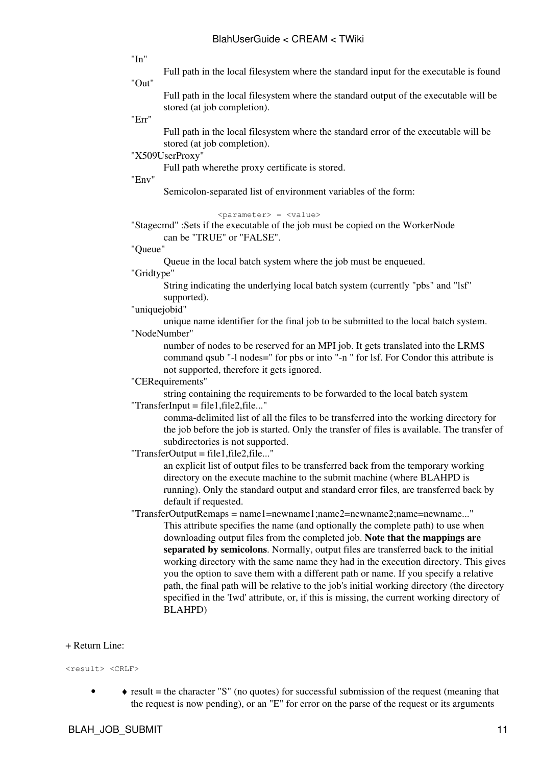"In"
: Full path in the local filesystem where the standard input for the executable is found

"Out"
: Full path in the local filesystem where the standard output of the executable will be stored (at job completion).

"Err"
: Full path in the local filesystem where the standard error of the executable will be stored (at job completion).

"X509UserProxy"
: Full path wherethe proxy certificate is stored.

"Env"
: Semicolon-separated list of environment variables of the form:

```
<parameter> = <value>
```

"Stagecmd" :Sets if the executable of the job must be copied on the WorkerNode
: can be "TRUE" or "FALSE".

"Queue"
: Queue in the local batch system where the job must be enqueued.

"Gridtype"
: String indicating the underlying local batch system (currently "pbs" and "lsf" supported).

"uniquejobid"
: unique name identifier for the final job to be submitted to the local batch system.

"NodeNumber"
: number of nodes to be reserved for an MPI job. It gets translated into the LRMS command qsub "-l nodes=" for pbs or into "-n " for lsf. For Condor this attribute is not supported, therefore it gets ignored.

"CERequirements"
: string containing the requirements to be forwarded to the local batch system

"TransferInput = file1,file2,file..."
: comma-delimited list of all the files to be transferred into the working directory for the job before the job is started. Only the transfer of files is available. The transfer of subdirectories is not supported.

"TransferOutput = file1,file2,file..."
: an explicit list of output files to be transferred back from the temporary working directory on the execute machine to the submit machine (where BLAHPD is running). Only the standard output and standard error files, are transferred back by default if requested.

"TransferOutputRemaps = name1=newname1;name2=newname2;name=newname..."
: This attribute specifies the name (and optionally the complete path) to use when downloading output files from the completed job. **Note that the mappings are separated by semicolons**. Normally, output files are transferred back to the initial working directory with the same name they had in the execution directory. This gives you the option to save them with a different path or name. If you specify a relative path, the final path will be relative to the job's initial working directory (the directory specified in the 'Iwd' attribute, or, if this is missing, the current working directory of BLAHPD)

+ Return Line:

```
<result> <CRLF>
```

- - result = the character "S" (no quotes) for successful submission of the request (meaning that the request is now pending), or an "E" for error on the parse of the request or its arguments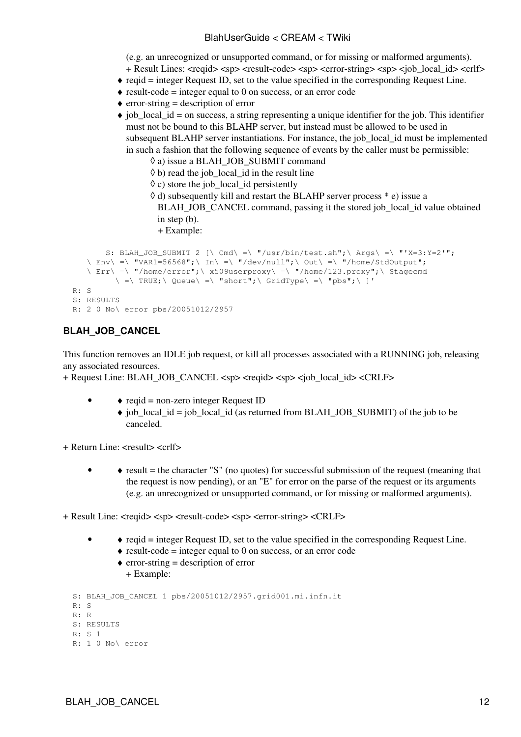(e.g. an unrecognized or unsupported command, or for missing or malformed arguments).
+ Result Lines: <reqid> <sp> <result-code> <sp> <error-string> <sp> <job_local_id> <crlf>

- ♦ reqid = integer Request ID, set to the value specified in the corresponding Request Line.
- ♦ result-code = integer equal to 0 on success, or an error code
- ♦ error-string = description of error
- ♦ job_local_id = on success, a string representing a unique identifier for the job. This identifier must not be bound to this BLAHP server, but instead must be allowed to be used in subsequent BLAHP server instantiations. For instance, the job_local_id must be implemented in such a fashion that the following sequence of events by the caller must be permissible:
  - ◊ a) issue a BLAH_JOB_SUBMIT command
  - ◊ b) read the job_local_id in the result line
  - ◊ c) store the job_local_id persistently
  - ◊ d) subsequently kill and restart the BLAHP server process * e) issue a BLAH_JOB_CANCEL command, passing it the stored job_local_id value obtained in step (b).
    + Example:

```
      S: BLAH_JOB_SUBMIT 2 [\ Cmd\ =\ "/usr/bin/test.sh";\ Args\ =\ "'X=3:Y=2'";
  \ Env\ =\ "VAR1=56568";\ In\ =\ "/dev/null";\ Out\ =\ "/home/StdOutput";
  \ Err\ =\ "/home/error";\ x509userproxy\ =\ "/home/123.proxy";\ Stagecmd
        \ =\ TRUE;\ Queue\ =\ "short";\ GridType\ =\ "pbs";\ ]'
R: S
S: RESULTS
R: 2 0 No\ error pbs/20051012/2957
```

### BLAH_JOB_CANCEL

This function removes an IDLE job request, or kill all processes associated with a RUNNING job, releasing any associated resources.
+ Request Line: BLAH_JOB_CANCEL <sp> <reqid> <sp> <job_local_id> <CRLF>

- ♦ reqid = non-zero integer Request ID
  ♦ job_local_id = job_local_id (as returned from BLAH_JOB_SUBMIT) of the job to be canceled.

+ Return Line: <result> <crlf>

- ♦ result = the character "S" (no quotes) for successful submission of the request (meaning that the request is now pending), or an "E" for error on the parse of the request or its arguments (e.g. an unrecognized or unsupported command, or for missing or malformed arguments).

+ Result Line: <reqid> <sp> <result-code> <sp> <error-string> <CRLF>

- ♦ reqid = integer Request ID, set to the value specified in the corresponding Request Line.
  ♦ result-code = integer equal to 0 on success, or an error code
  ♦ error-string = description of error
  + Example:

```
S: BLAH_JOB_CANCEL 1 pbs/20051012/2957.grid001.mi.infn.it
R: S
R: R
S: RESULTS
R: S 1
R: 1 0 No\ error
```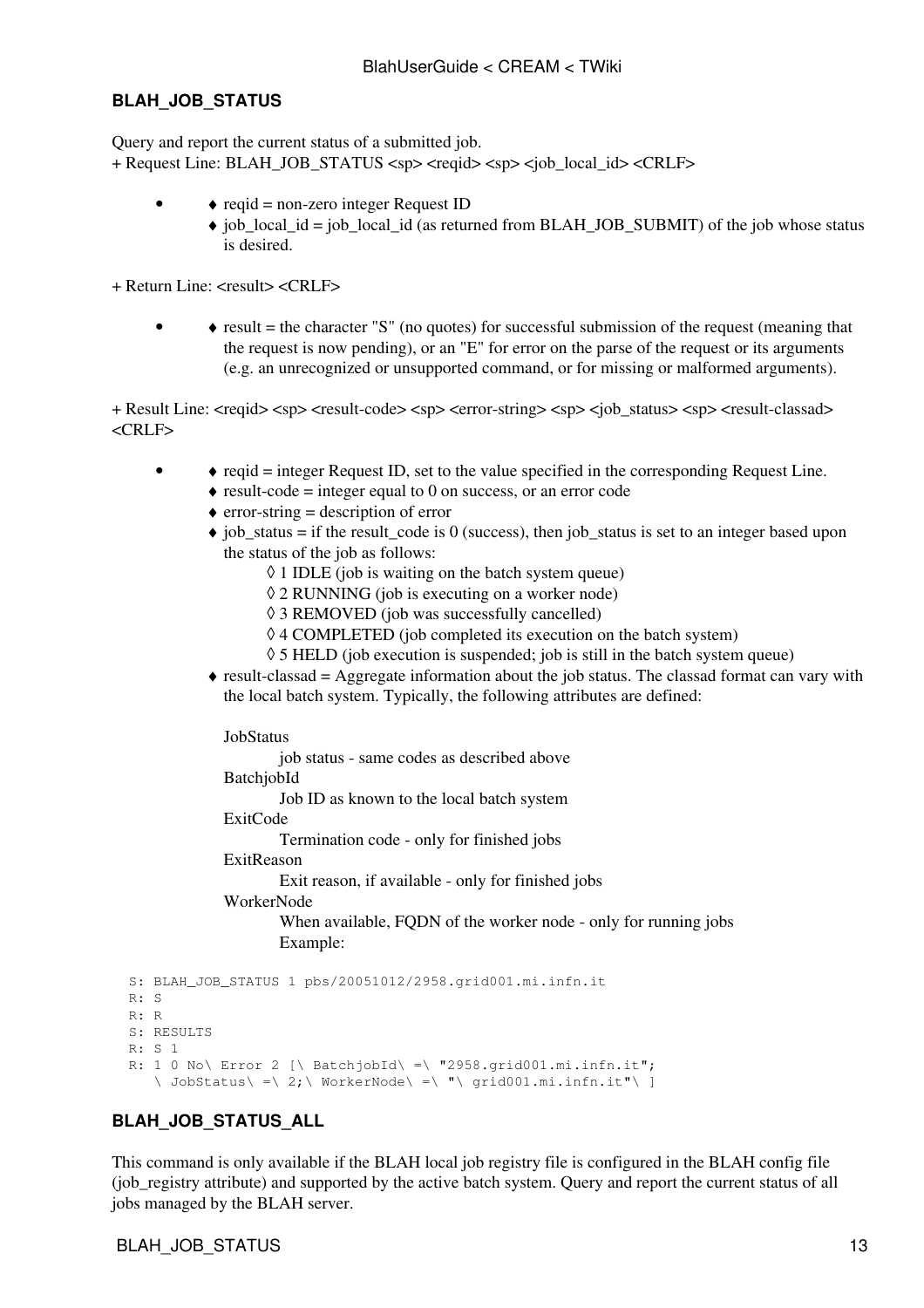### BLAH_JOB_STATUS

Query and report the current status of a submitted job.
+ Request Line: BLAH_JOB_STATUS <sp> <reqid> <sp> <job_local_id> <CRLF>

- ♦ reqid = non-zero integer Request ID
  ♦ job_local_id = job_local_id (as returned from BLAH_JOB_SUBMIT) of the job whose status is desired.

+ Return Line: <result> <CRLF>

- ♦ result = the character "S" (no quotes) for successful submission of the request (meaning that the request is now pending), or an "E" for error on the parse of the request or its arguments (e.g. an unrecognized or unsupported command, or for missing or malformed arguments).

+ Result Line: <reqid> <sp> <result-code> <sp> <error-string> <sp> <job_status> <sp> <result-classad> <CRLF>

- ♦ reqid = integer Request ID, set to the value specified in the corresponding Request Line.
  ♦ result-code = integer equal to 0 on success, or an error code
  ♦ error-string = description of error
  ♦ job_status = if the result_code is 0 (success), then job_status is set to an integer based upon the status of the job as follows:
    - ◊ 1 IDLE (job is waiting on the batch system queue)
    - ◊ 2 RUNNING (job is executing on a worker node)
    - ◊ 3 REMOVED (job was successfully cancelled)
    - ◊ 4 COMPLETED (job completed its execution on the batch system)
    - ◊ 5 HELD (job execution is suspended; job is still in the batch system queue)
  
  ♦ result-classad = Aggregate information about the job status. The classad format can vary with the local batch system. Typically, the following attributes are defined:

    JobStatus
    : job status - same codes as described above

    BatchjobId
    : Job ID as known to the local batch system

    ExitCode
    : Termination code - only for finished jobs

    ExitReason
    : Exit reason, if available - only for finished jobs

    WorkerNode
    : When available, FQDN of the worker node - only for running jobs
    : Example:

```
S: BLAH_JOB_STATUS 1 pbs/20051012/2958.grid001.mi.infn.it
R: S
R: R
S: RESULTS
R: S 1
R: 1 0 No\ Error 2 [\ BatchjobId\ =\ "2958.grid001.mi.infn.it";
   \ JobStatus\ =\ 2;\ WorkerNode\ =\ "\ grid001.mi.infn.it"\ ]
```

### BLAH_JOB_STATUS_ALL

This command is only available if the BLAH local job registry file is configured in the BLAH config file (job_registry attribute) and supported by the active batch system. Query and report the current status of all jobs managed by the BLAH server.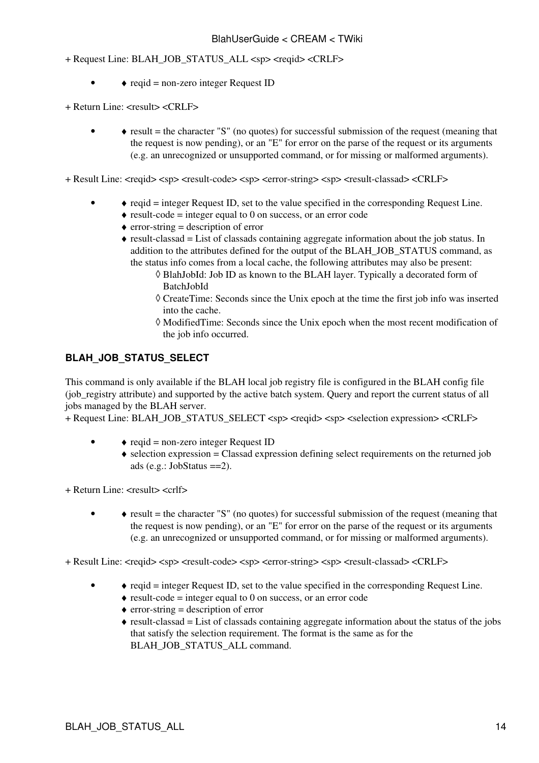+ Request Line: BLAH_JOB_STATUS_ALL <sp> <reqid> <CRLF>

- ♦ reqid = non-zero integer Request ID

+ Return Line: <result> <CRLF>

- ♦ result = the character "S" (no quotes) for successful submission of the request (meaning that the request is now pending), or an "E" for error on the parse of the request or its arguments (e.g. an unrecognized or unsupported command, or for missing or malformed arguments).

+ Result Line: <reqid> <sp> <result-code> <sp> <error-string> <sp> <result-classad> <CRLF>

- ♦ reqid = integer Request ID, set to the value specified in the corresponding Request Line.
  ♦ result-code = integer equal to 0 on success, or an error code
  ♦ error-string = description of error
  ♦ result-classad = List of classads containing aggregate information about the job status. In addition to the attributes defined for the output of the BLAH_JOB_STATUS command, as the status info comes from a local cache, the following attributes may also be present:
    - ◊ BlahJobId: Job ID as known to the BLAH layer. Typically a decorated form of BatchJobId
    - ◊ CreateTime: Seconds since the Unix epoch at the time the first job info was inserted into the cache.
    - ◊ ModifiedTime: Seconds since the Unix epoch when the most recent modification of the job info occurred.

### BLAH_JOB_STATUS_SELECT

This command is only available if the BLAH local job registry file is configured in the BLAH config file (job_registry attribute) and supported by the active batch system. Query and report the current status of all jobs managed by the BLAH server.
+ Request Line: BLAH_JOB_STATUS_SELECT <sp> <reqid> <sp> <selection expression> <CRLF>

- ♦ reqid = non-zero integer Request ID
  ♦ selection expression = Classad expression defining select requirements on the returned job ads (e.g.: JobStatus ==2).

+ Return Line: <result> <crlf>

- ♦ result = the character "S" (no quotes) for successful submission of the request (meaning that the request is now pending), or an "E" for error on the parse of the request or its arguments (e.g. an unrecognized or unsupported command, or for missing or malformed arguments).

+ Result Line: <reqid> <sp> <result-code> <sp> <error-string> <sp> <result-classad> <CRLF>

- ♦ reqid = integer Request ID, set to the value specified in the corresponding Request Line.
  ♦ result-code = integer equal to 0 on success, or an error code
  ♦ error-string = description of error
  ♦ result-classad = List of classads containing aggregate information about the status of the jobs that satisfy the selection requirement. The format is the same as for the BLAH_JOB_STATUS_ALL command.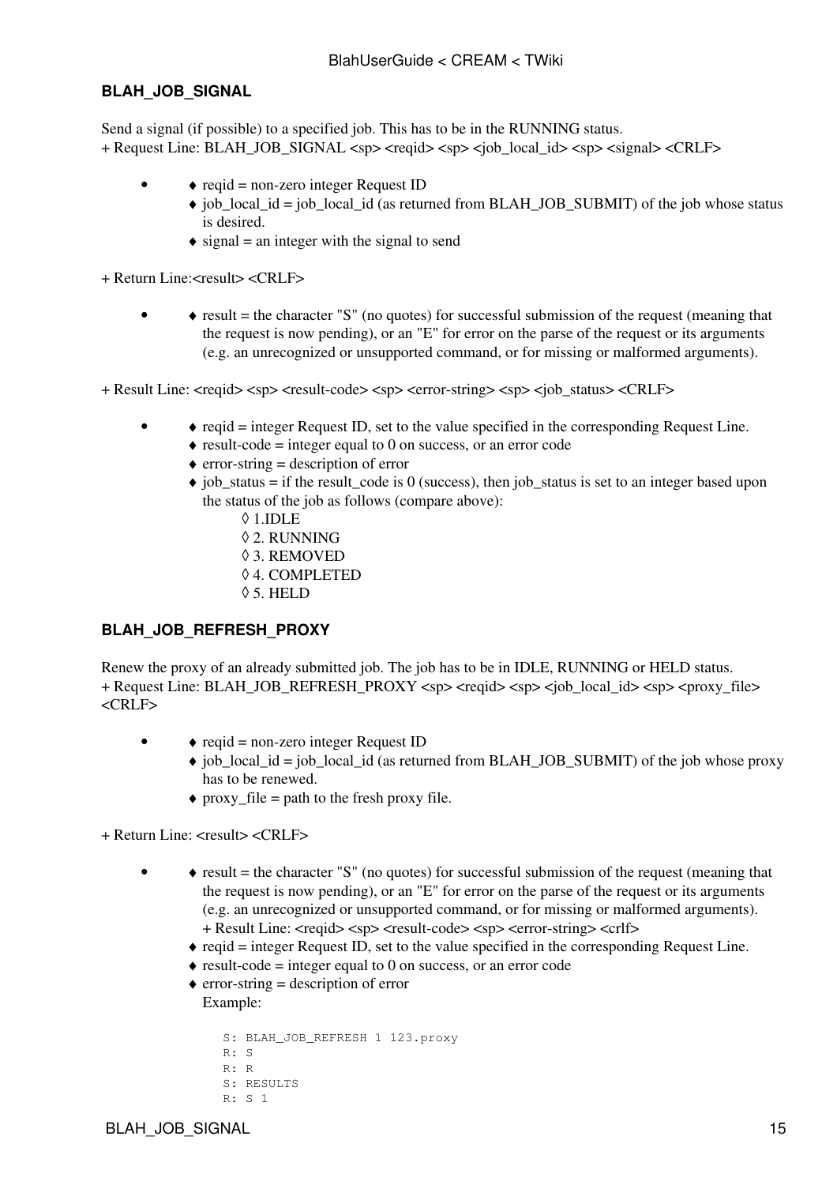### BLAH_JOB_SIGNAL

Send a signal (if possible) to a specified job. This has to be in the RUNNING status.
+ Request Line: BLAH_JOB_SIGNAL <sp> <reqid> <sp> <job_local_id> <sp> <signal> <CRLF>

- ♦ reqid = non-zero integer Request ID
  ♦ job_local_id = job_local_id (as returned from BLAH_JOB_SUBMIT) of the job whose status is desired.
  ♦ signal = an integer with the signal to send

+ Return Line:<result> <CRLF>

- ♦ result = the character "S" (no quotes) for successful submission of the request (meaning that the request is now pending), or an "E" for error on the parse of the request or its arguments (e.g. an unrecognized or unsupported command, or for missing or malformed arguments).

+ Result Line: <reqid> <sp> <result-code> <sp> <error-string> <sp> <job_status> <CRLF>

- ♦ reqid = integer Request ID, set to the value specified in the corresponding Request Line.
  ♦ result-code = integer equal to 0 on success, or an error code
  ♦ error-string = description of error
  ♦ job_status = if the result_code is 0 (success), then job_status is set to an integer based upon the status of the job as follows (compare above):
    - ◊ 1.IDLE
    - ◊ 2. RUNNING
    - ◊ 3. REMOVED
    - ◊ 4. COMPLETED
    - ◊ 5. HELD

### BLAH_JOB_REFRESH_PROXY

Renew the proxy of an already submitted job. The job has to be in IDLE, RUNNING or HELD status.
+ Request Line: BLAH_JOB_REFRESH_PROXY <sp> <reqid> <sp> <job_local_id> <sp> <proxy_file> <CRLF>

- ♦ reqid = non-zero integer Request ID
  ♦ job_local_id = job_local_id (as returned from BLAH_JOB_SUBMIT) of the job whose proxy has to be renewed.
  ♦ proxy_file = path to the fresh proxy file.

+ Return Line: <result> <CRLF>

- ♦ result = the character "S" (no quotes) for successful submission of the request (meaning that the request is now pending), or an "E" for error on the parse of the request or its arguments (e.g. an unrecognized or unsupported command, or for missing or malformed arguments).
  + Result Line: <reqid> <sp> <result-code> <sp> <error-string> <crlf>
  ♦ reqid = integer Request ID, set to the value specified in the corresponding Request Line.
  ♦ result-code = integer equal to 0 on success, or an error code
  ♦ error-string = description of error
  Example:

```
S: BLAH_JOB_REFRESH 1 123.proxy
R: S
R: R
S: RESULTS
R: S 1
```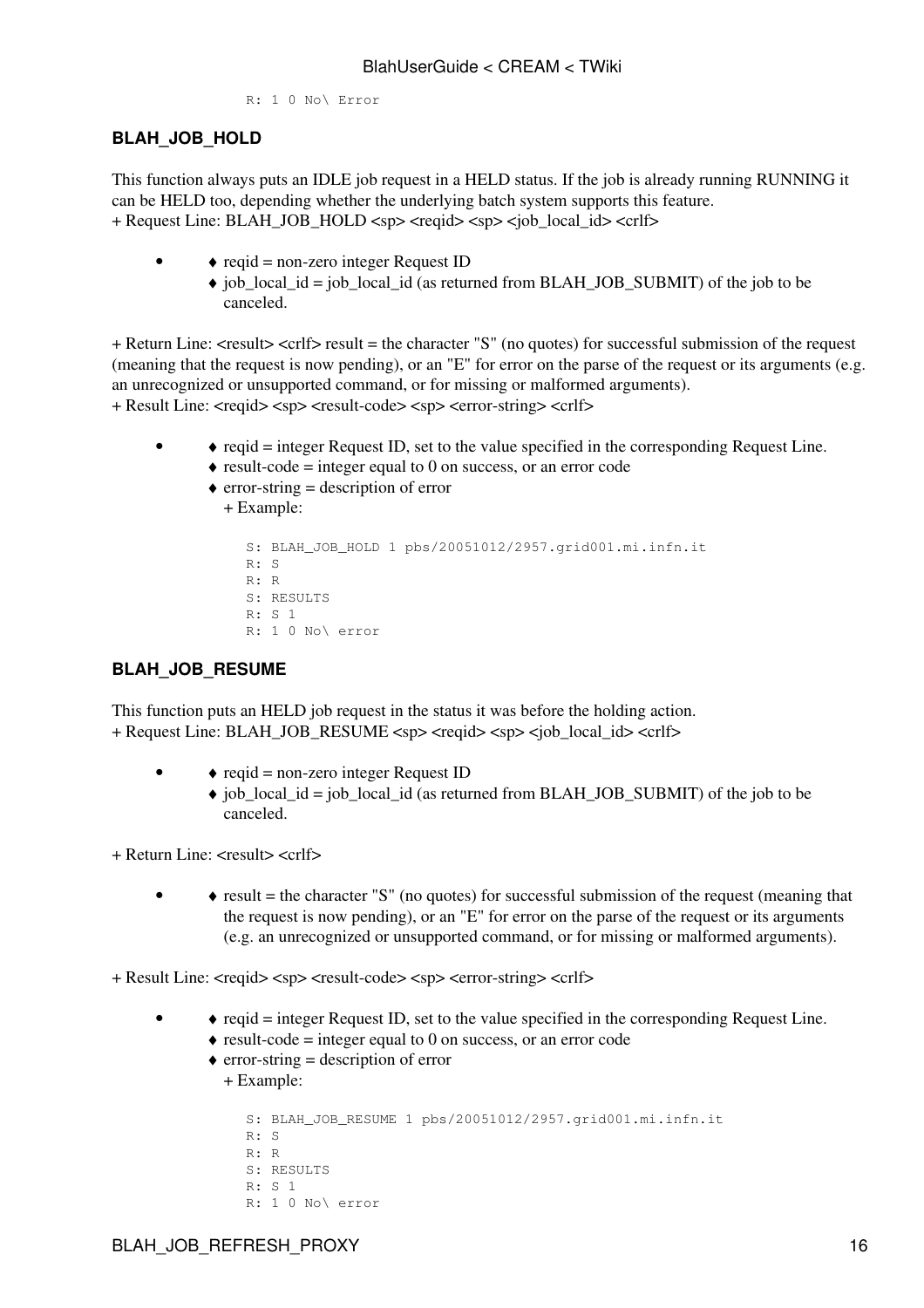```
R: 1 0 No\ Error
```

### BLAH_JOB_HOLD

This function always puts an IDLE job request in a HELD status. If the job is already running RUNNING it can be HELD too, depending whether the underlying batch system supports this feature.
+ Request Line: BLAH_JOB_HOLD <sp> <reqid> <sp> <job_local_id> <crlf>

- ♦ reqid = non-zero integer Request ID
  ♦ job_local_id = job_local_id (as returned from BLAH_JOB_SUBMIT) of the job to be canceled.

+ Return Line: <result> <crlf> result = the character "S" (no quotes) for successful submission of the request (meaning that the request is now pending), or an "E" for error on the parse of the request or its arguments (e.g. an unrecognized or unsupported command, or for missing or malformed arguments).
+ Result Line: <reqid> <sp> <result-code> <sp> <error-string> <crlf>

- ♦ reqid = integer Request ID, set to the value specified in the corresponding Request Line.
  ♦ result-code = integer equal to 0 on success, or an error code
  ♦ error-string = description of error
  + Example:

```
S: BLAH_JOB_HOLD 1 pbs/20051012/2957.grid001.mi.infn.it
R: S
R: R
S: RESULTS
R: S 1
R: 1 0 No\ error
```

### BLAH_JOB_RESUME

This function puts an HELD job request in the status it was before the holding action.
+ Request Line: BLAH_JOB_RESUME <sp> <reqid> <sp> <job_local_id> <crlf>

- ♦ reqid = non-zero integer Request ID
  ♦ job_local_id = job_local_id (as returned from BLAH_JOB_SUBMIT) of the job to be canceled.

+ Return Line: <result> <crlf>

- ♦ result = the character "S" (no quotes) for successful submission of the request (meaning that the request is now pending), or an "E" for error on the parse of the request or its arguments (e.g. an unrecognized or unsupported command, or for missing or malformed arguments).

+ Result Line: <reqid> <sp> <result-code> <sp> <error-string> <crlf>

- ♦ reqid = integer Request ID, set to the value specified in the corresponding Request Line.
  ♦ result-code = integer equal to 0 on success, or an error code
  ♦ error-string = description of error
  + Example:

```
S: BLAH_JOB_RESUME 1 pbs/20051012/2957.grid001.mi.infn.it
R: S
R: R
S: RESULTS
R: S 1
R: 1 0 No\ error
```

BLAH_JOB_REFRESH_PROXY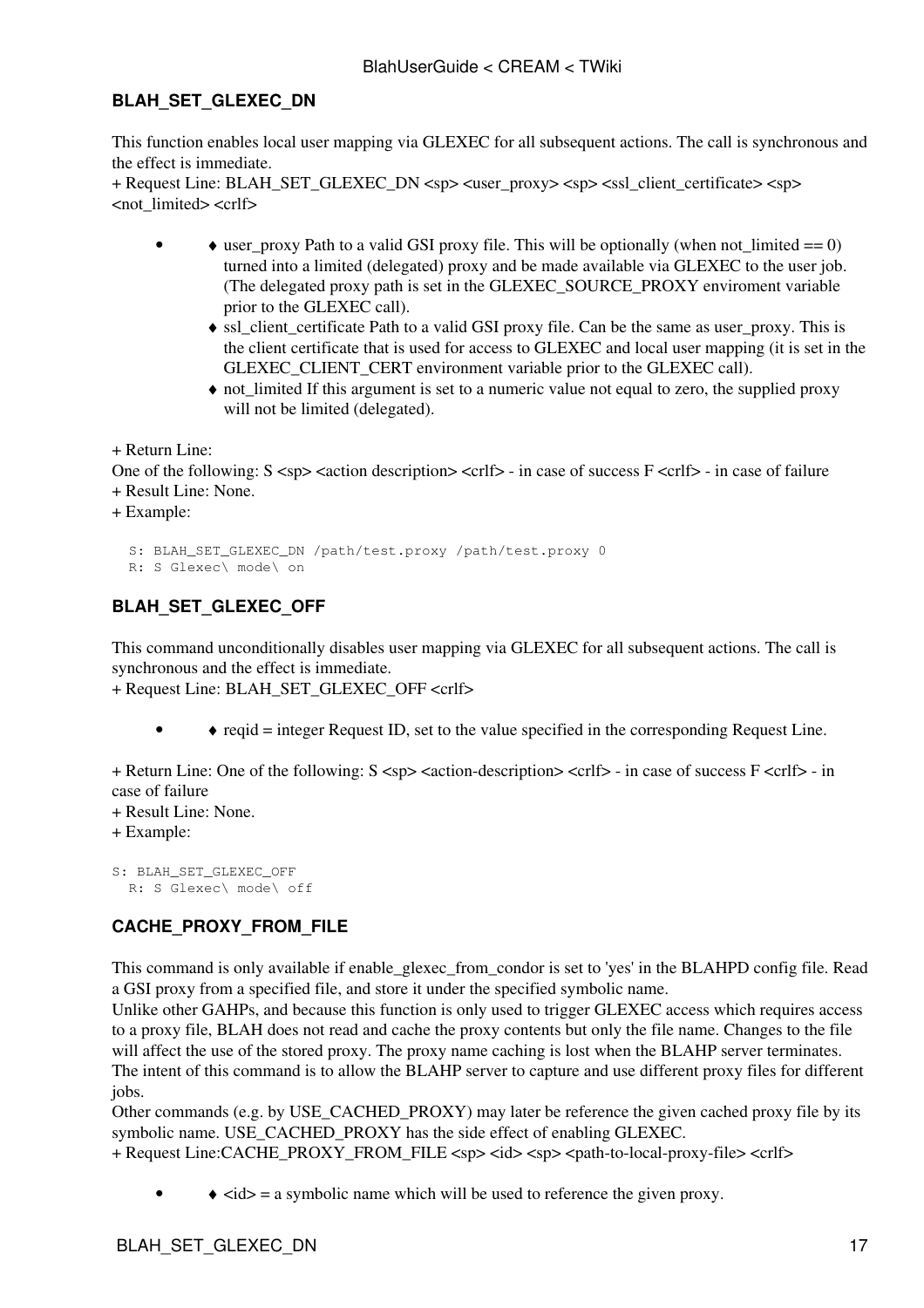### BLAH_SET_GLEXEC_DN

This function enables local user mapping via GLEXEC for all subsequent actions. The call is synchronous and the effect is immediate.
+ Request Line: BLAH_SET_GLEXEC_DN <sp> <user_proxy> <sp> <ssl_client_certificate> <sp> <not_limited> <crlf>

- ♦ user_proxy Path to a valid GSI proxy file. This will be optionally (when not_limited == 0) turned into a limited (delegated) proxy and be made available via GLEXEC to the user job. (The delegated proxy path is set in the GLEXEC_SOURCE_PROXY enviroment variable prior to the GLEXEC call).
  - ♦ ssl_client_certificate Path to a valid GSI proxy file. Can be the same as user_proxy. This is the client certificate that is used for access to GLEXEC and local user mapping (it is set in the GLEXEC_CLIENT_CERT environment variable prior to the GLEXEC call).
  - ♦ not_limited If this argument is set to a numeric value not equal to zero, the supplied proxy will not be limited (delegated).

+ Return Line:
One of the following: S <sp> <action description> <crlf> - in case of success F <crlf> - in case of failure
+ Result Line: None.
+ Example:

```
S: BLAH_SET_GLEXEC_DN /path/test.proxy /path/test.proxy 0
R: S Glexec\ mode\ on
```

### BLAH_SET_GLEXEC_OFF

This command unconditionally disables user mapping via GLEXEC for all subsequent actions. The call is synchronous and the effect is immediate.
+ Request Line: BLAH_SET_GLEXEC_OFF <crlf>

- ♦ reqid = integer Request ID, set to the value specified in the corresponding Request Line.

+ Return Line: One of the following: S <sp> <action-description> <crlf> - in case of success F <crlf> - in case of failure
+ Result Line: None.
+ Example:

```
S: BLAH_SET_GLEXEC_OFF
  R: S Glexec\ mode\ off
```

### CACHE_PROXY_FROM_FILE

This command is only available if enable_glexec_from_condor is set to 'yes' in the BLAHPD config file. Read a GSI proxy from a specified file, and store it under the specified symbolic name.
Unlike other GAHPs, and because this function is only used to trigger GLEXEC access which requires access to a proxy file, BLAH does not read and cache the proxy contents but only the file name. Changes to the file will affect the use of the stored proxy. The proxy name caching is lost when the BLAHP server terminates. The intent of this command is to allow the BLAHP server to capture and use different proxy files for different jobs.
Other commands (e.g. by USE_CACHED_PROXY) may later be reference the given cached proxy file by its symbolic name. USE_CACHED_PROXY has the side effect of enabling GLEXEC.
+ Request Line:CACHE_PROXY_FROM_FILE <sp> <id> <sp> <path-to-local-proxy-file> <crlf>

- ♦ <id> = a symbolic name which will be used to reference the given proxy.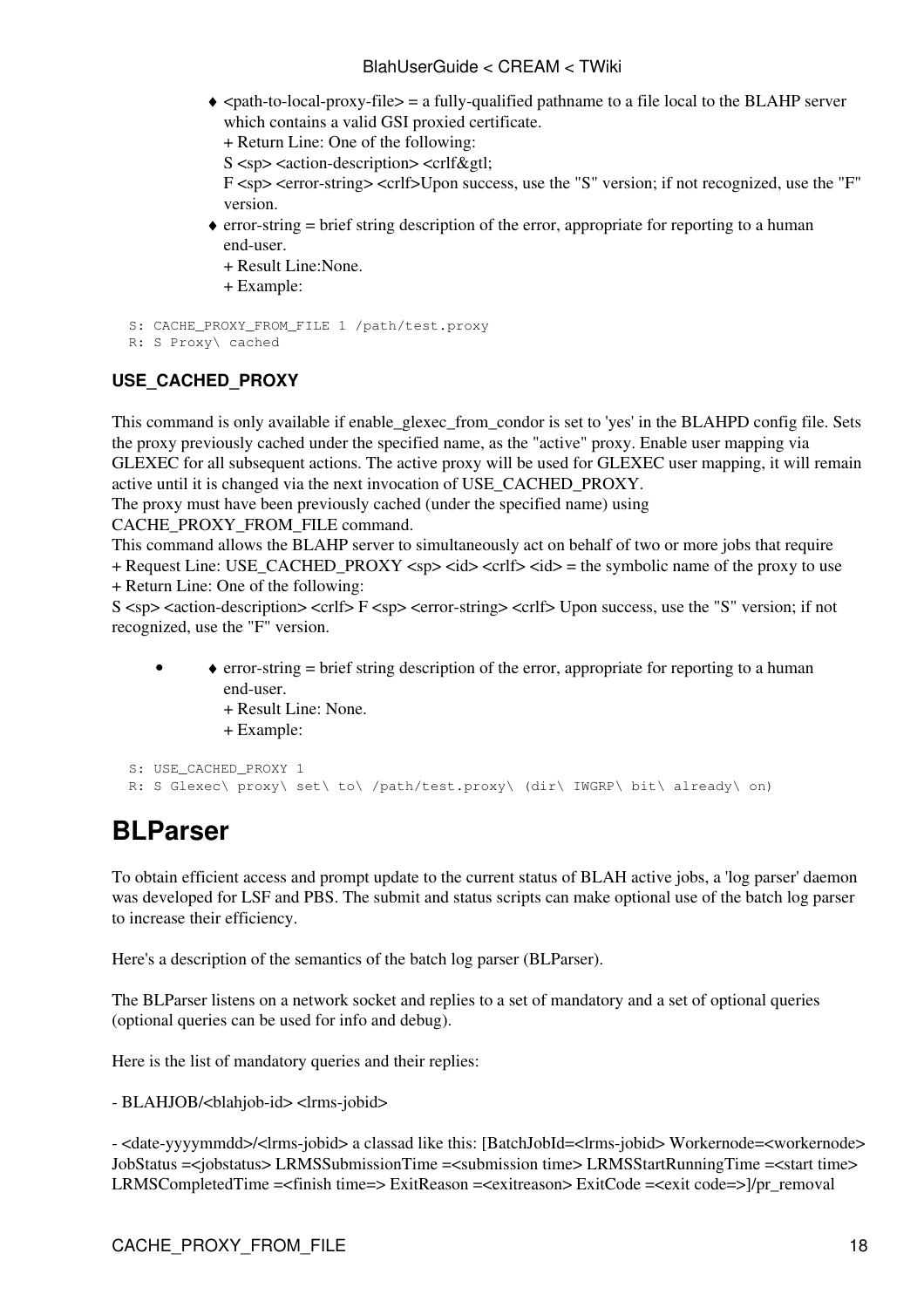- ♦ <path-to-local-proxy-file> = a fully-qualified pathname to a file local to the BLAHP server which contains a valid GSI proxied certificate.
  + Return Line: One of the following:
  S <sp> <action-description> <crlf&gtl;
  F <sp> <error-string> <crlf>Upon success, use the "S" version; if not recognized, use the "F" version.
- ♦ error-string = brief string description of the error, appropriate for reporting to a human end-user.
  + Result Line:None.
  + Example:

```
S: CACHE_PROXY_FROM_FILE 1 /path/test.proxy
R: S Proxy\ cached
```

#### USE_CACHED_PROXY

This command is only available if enable_glexec_from_condor is set to 'yes' in the BLAHPD config file. Sets the proxy previously cached under the specified name, as the "active" proxy. Enable user mapping via GLEXEC for all subsequent actions. The active proxy will be used for GLEXEC user mapping, it will remain active until it is changed via the next invocation of USE_CACHED_PROXY.
The proxy must have been previously cached (under the specified name) using CACHE_PROXY_FROM_FILE command.
This command allows the BLAHP server to simultaneously act on behalf of two or more jobs that require
+ Request Line: USE_CACHED_PROXY <sp> <id> <crlf> <id> = the symbolic name of the proxy to use
+ Return Line: One of the following:
S <sp> <action-description> <crlf> F <sp> <error-string> <crlf> Upon success, use the "S" version; if not recognized, use the "F" version.

- ♦ error-string = brief string description of the error, appropriate for reporting to a human end-user.
  + Result Line: None.
  + Example:

```
S: USE_CACHED_PROXY 1
R: S Glexec\ proxy\ set\ to\ /path/test.proxy\ (dir\ IWGRP\ bit\ already\ on)
```

# BLParser

To obtain efficient access and prompt update to the current status of BLAH active jobs, a 'log parser' daemon was developed for LSF and PBS. The submit and status scripts can make optional use of the batch log parser to increase their efficiency.

Here's a description of the semantics of the batch log parser (BLParser).

The BLParser listens on a network socket and replies to a set of mandatory and a set of optional queries (optional queries can be used for info and debug).

Here is the list of mandatory queries and their replies:

- BLAHJOB/<blahjob-id> <lrms-jobid>

- <date-yyyymmdd>/<lrms-jobid> a classad like this: [BatchJobId=<lrms-jobid> Workernode=<workernode> JobStatus =<jobstatus> LRMSSubmissionTime =<submission time> LRMSStartRunningTime =<start time> LRMSCompletedTime =<finish time=> ExitReason =<exitreason> ExitCode =<exit code=>]/pr_removal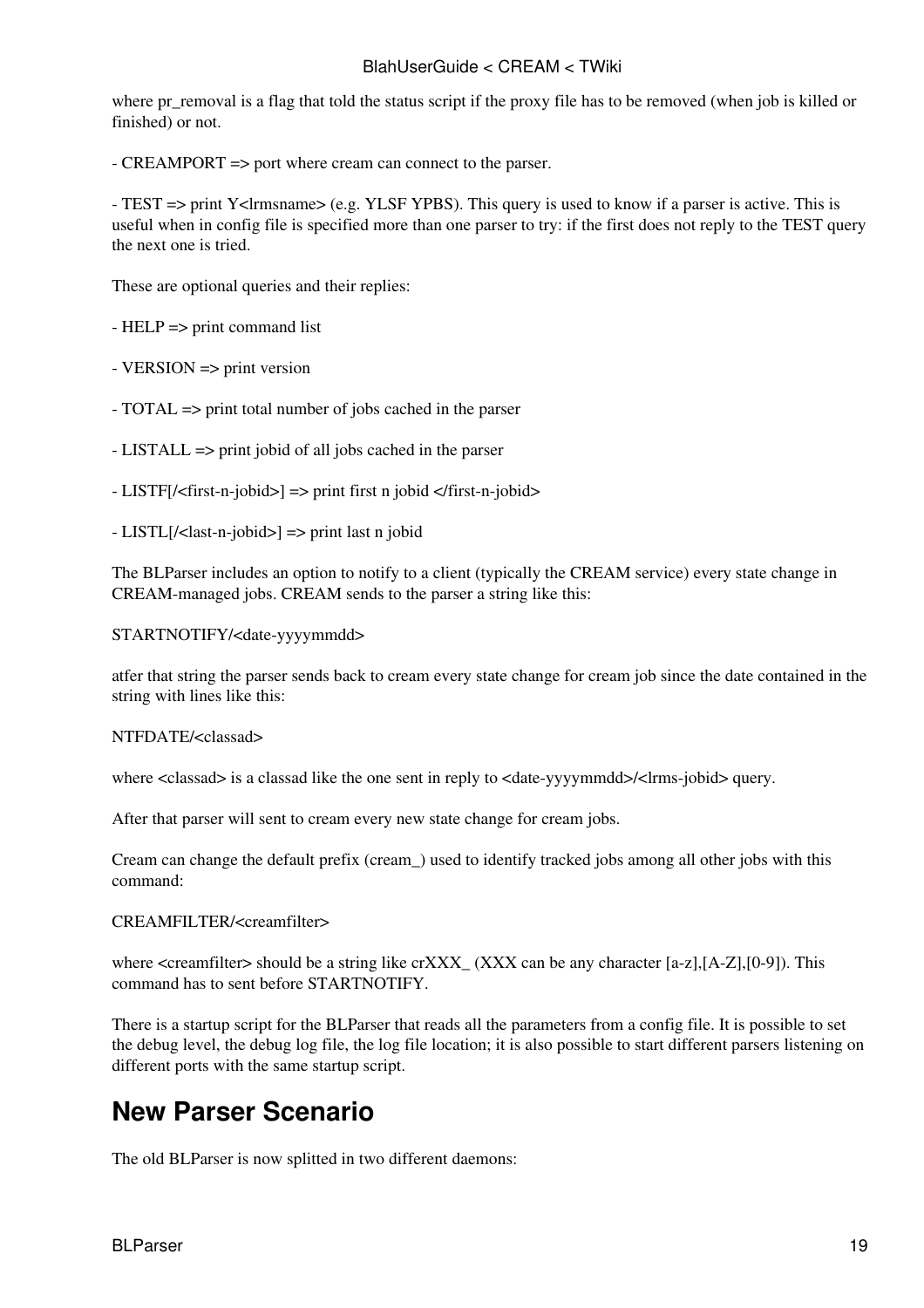where pr_removal is a flag that told the status script if the proxy file has to be removed (when job is killed or finished) or not.

- CREAMPORT => port where cream can connect to the parser.

- TEST => print Y<lrmsname> (e.g. YLSF YPBS). This query is used to know if a parser is active. This is useful when in config file is specified more than one parser to try: if the first does not reply to the TEST query the next one is tried.

These are optional queries and their replies:

- HELP => print command list

- VERSION => print version

- TOTAL => print total number of jobs cached in the parser

- LISTALL => print jobid of all jobs cached in the parser

- LISTF[/<first-n-jobid>] => print first n jobid </first-n-jobid>

- LISTL[/<last-n-jobid>] => print last n jobid

The BLParser includes an option to notify to a client (typically the CREAM service) every state change in CREAM-managed jobs. CREAM sends to the parser a string like this:

STARTNOTIFY/<date-yyyymmdd>

atfer that string the parser sends back to cream every state change for cream job since the date contained in the string with lines like this:

NTFDATE/<classad>

where <classad> is a classad like the one sent in reply to <date-yyyymmdd>/<lrms-jobid> query.

After that parser will sent to cream every new state change for cream jobs.

Cream can change the default prefix (cream_) used to identify tracked jobs among all other jobs with this command:

CREAMFILTER/<creamfilter>

where <creamfilter> should be a string like crXXX_ (XXX can be any character [a-z],[A-Z],[0-9]). This command has to sent before STARTNOTIFY.

There is a startup script for the BLParser that reads all the parameters from a config file. It is possible to set the debug level, the debug log file, the log file location; it is also possible to start different parsers listening on different ports with the same startup script.

## New Parser Scenario

The old BLParser is now splitted in two different daemons: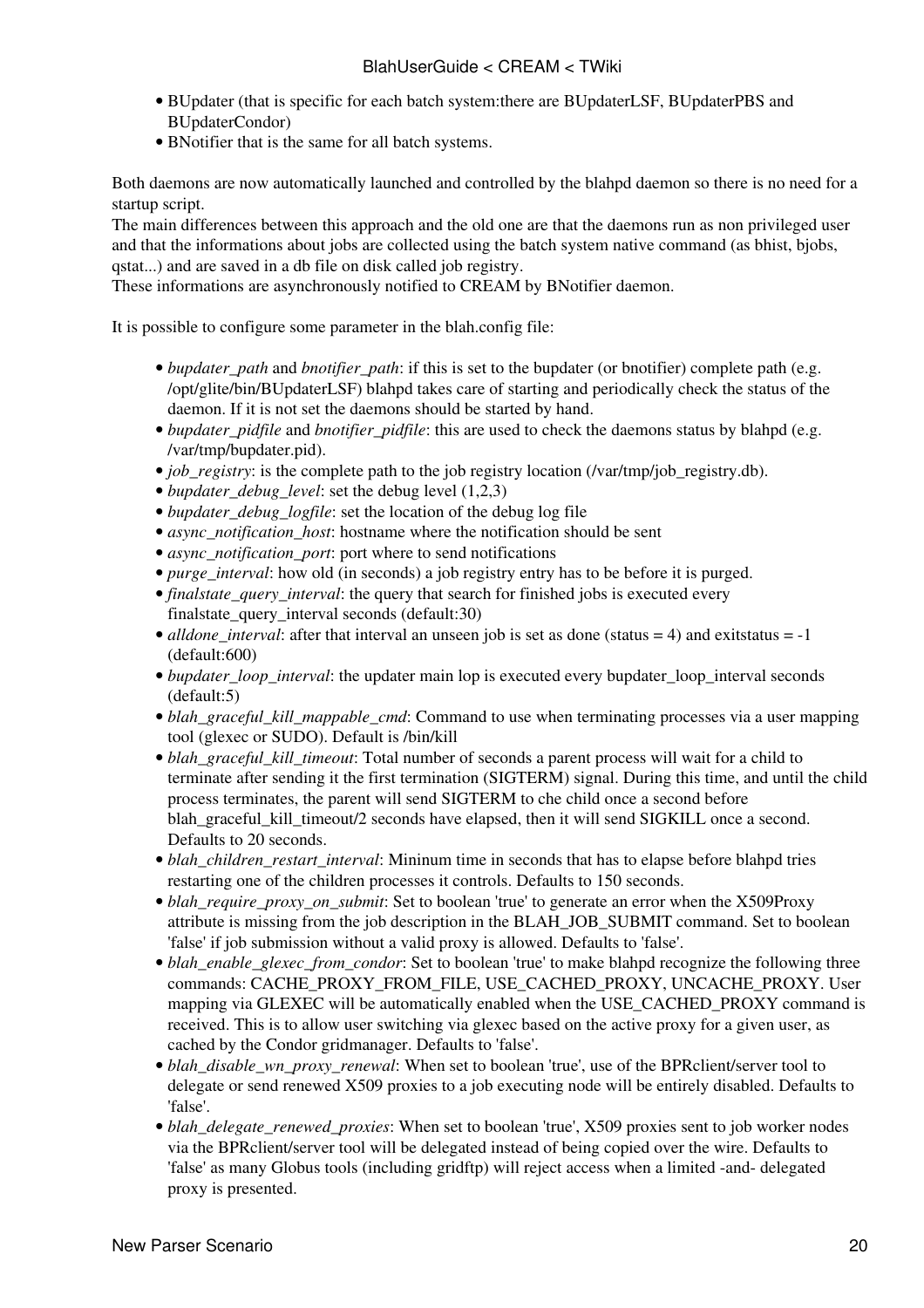- BUpdater (that is specific for each batch system:there are BUpdaterLSF, BUpdaterPBS and BUpdaterCondor)
- BNotifier that is the same for all batch systems.

Both daemons are now automatically launched and controlled by the blahpd daemon so there is no need for a startup script.
The main differences between this approach and the old one are that the daemons run as non privileged user and that the informations about jobs are collected using the batch system native command (as bhist, bjobs, qstat...) and are saved in a db file on disk called job registry.
These informations are asynchronously notified to CREAM by BNotifier daemon.

It is possible to configure some parameter in the blah.config file:

- *bupdater_path* and *bnotifier_path*: if this is set to the bupdater (or bnotifier) complete path (e.g. /opt/glite/bin/BUpdaterLSF) blahpd takes care of starting and periodically check the status of the daemon. If it is not set the daemons should be started by hand.
- *bupdater_pidfile* and *bnotifier_pidfile*: this are used to check the daemons status by blahpd (e.g. /var/tmp/bupdater.pid).
- *job_registry*: is the complete path to the job registry location (/var/tmp/job_registry.db).
- *bupdater_debug_level*: set the debug level (1,2,3)
- *bupdater_debug_logfile*: set the location of the debug log file
- *async_notification_host*: hostname where the notification should be sent
- *async_notification_port*: port where to send notifications
- *purge_interval*: how old (in seconds) a job registry entry has to be before it is purged.
- *finalstate_query_interval*: the query that search for finished jobs is executed every finalstate_query_interval seconds (default:30)
- *alldone_interval*: after that interval an unseen job is set as done (status = 4) and exitstatus = -1 (default:600)
- *bupdater_loop_interval*: the updater main lop is executed every bupdater_loop_interval seconds (default:5)
- *blah_graceful_kill_mappable_cmd*: Command to use when terminating processes via a user mapping tool (glexec or SUDO). Default is /bin/kill
- *blah_graceful_kill_timeout*: Total number of seconds a parent process will wait for a child to terminate after sending it the first termination (SIGTERM) signal. During this time, and until the child process terminates, the parent will send SIGTERM to che child once a second before blah_graceful_kill_timeout/2 seconds have elapsed, then it will send SIGKILL once a second. Defaults to 20 seconds.
- *blah_children_restart_interval*: Mininum time in seconds that has to elapse before blahpd tries restarting one of the children processes it controls. Defaults to 150 seconds.
- *blah_require_proxy_on_submit*: Set to boolean 'true' to generate an error when the X509Proxy attribute is missing from the job description in the BLAH_JOB_SUBMIT command. Set to boolean 'false' if job submission without a valid proxy is allowed. Defaults to 'false'.
- *blah_enable_glexec_from_condor*: Set to boolean 'true' to make blahpd recognize the following three commands: CACHE_PROXY_FROM_FILE, USE_CACHED_PROXY, UNCACHE_PROXY. User mapping via GLEXEC will be automatically enabled when the USE_CACHED_PROXY command is received. This is to allow user switching via glexec based on the active proxy for a given user, as cached by the Condor gridmanager. Defaults to 'false'.
- *blah_disable_wn_proxy_renewal*: When set to boolean 'true', use of the BPRclient/server tool to delegate or send renewed X509 proxies to a job executing node will be entirely disabled. Defaults to 'false'.
- *blah_delegate_renewed_proxies*: When set to boolean 'true', X509 proxies sent to job worker nodes via the BPRclient/server tool will be delegated instead of being copied over the wire. Defaults to 'false' as many Globus tools (including gridftp) will reject access when a limited -and- delegated proxy is presented.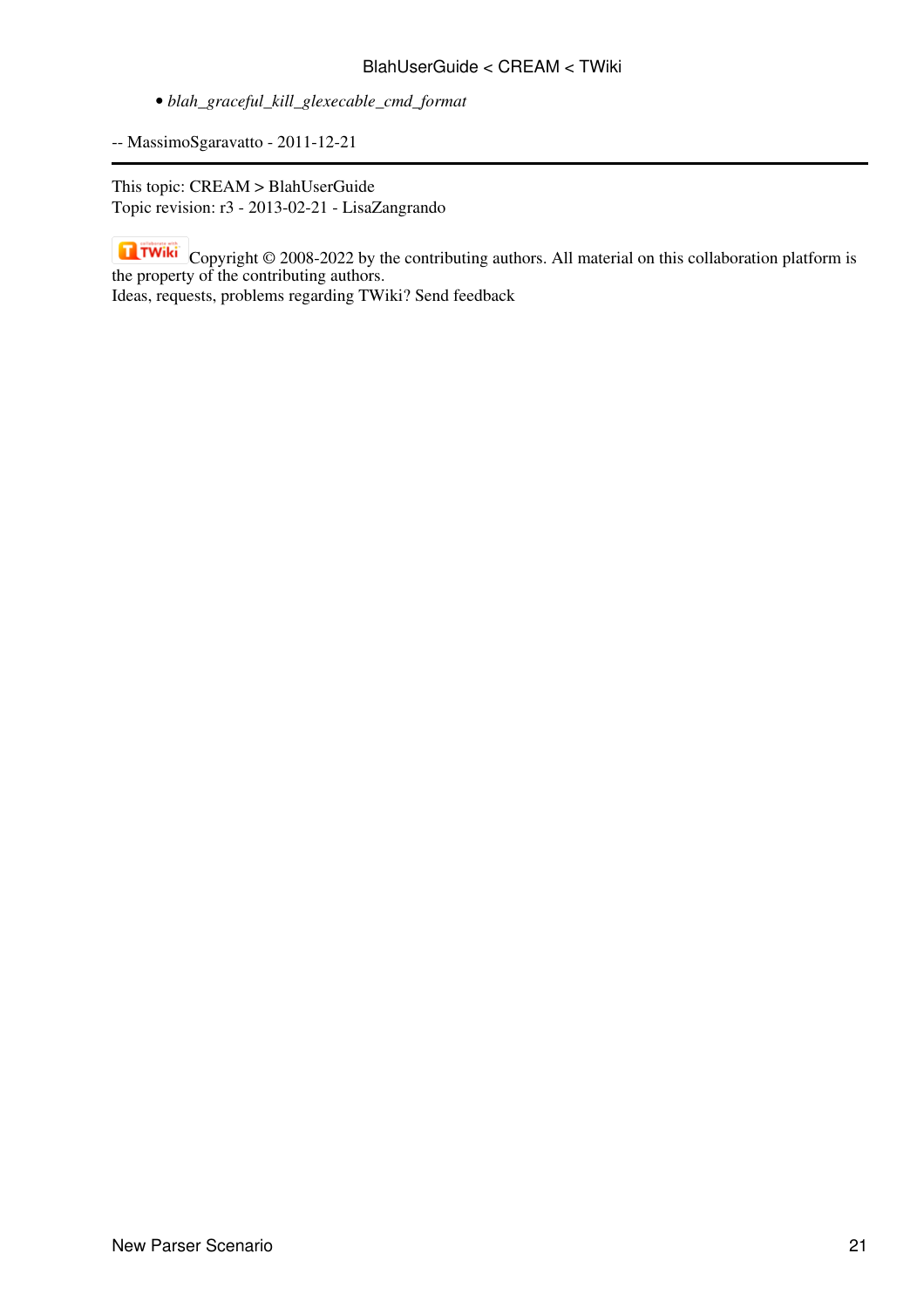- *blah_graceful_kill_glexecable_cmd_format*

-- MassimoSgaravatto - 2011-12-21

---

This topic: CREAM > BlahUserGuide
Topic revision: r3 - 2013-02-21 - LisaZangrando

Copyright © 2008-2022 by the contributing authors. All material on this collaboration platform is the property of the contributing authors.
Ideas, requests, problems regarding TWiki? Send feedback